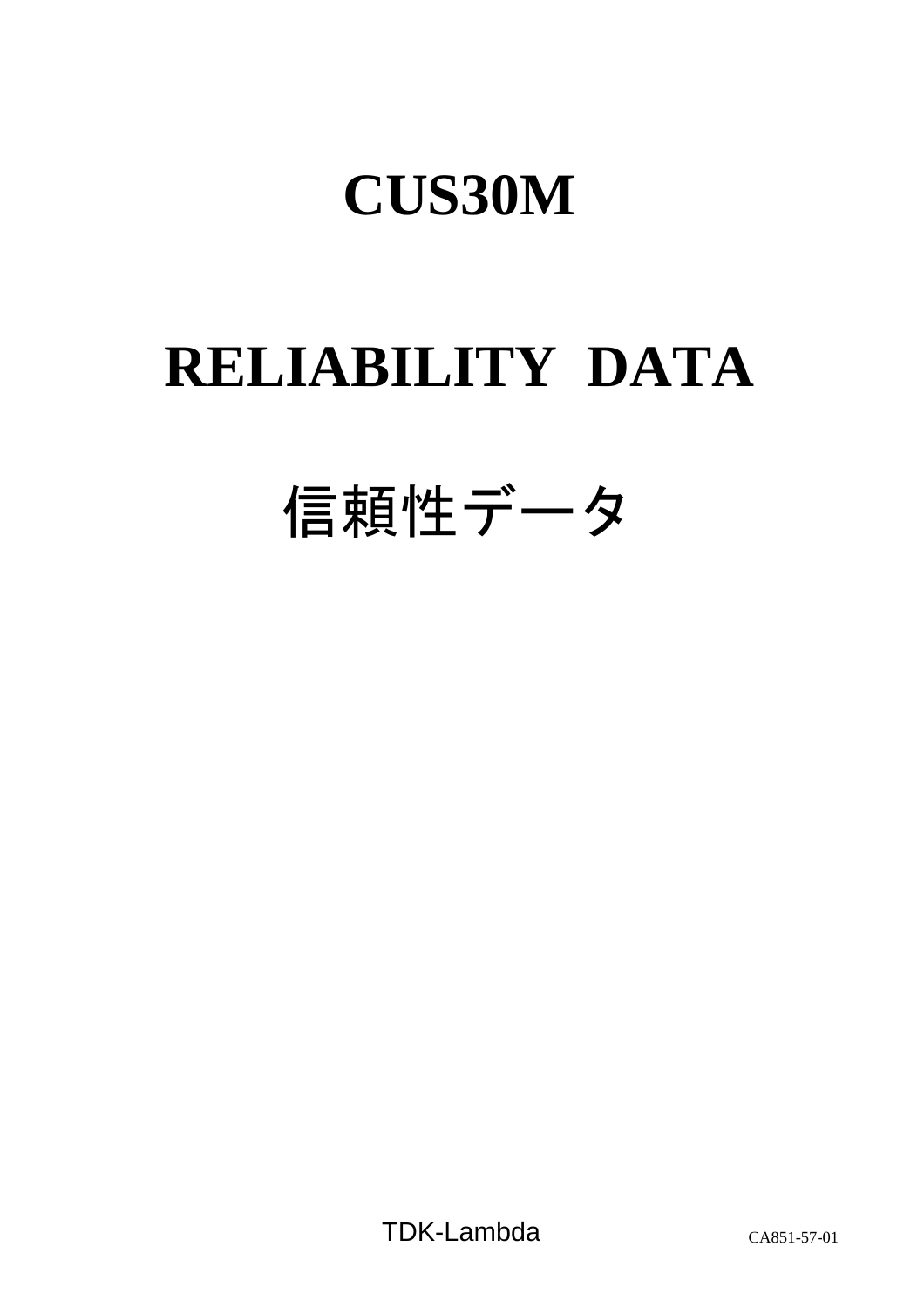# CUS30M

# RELIABILITY DATA

# 信頼性データ

TDK-Lambda

CA851-57-01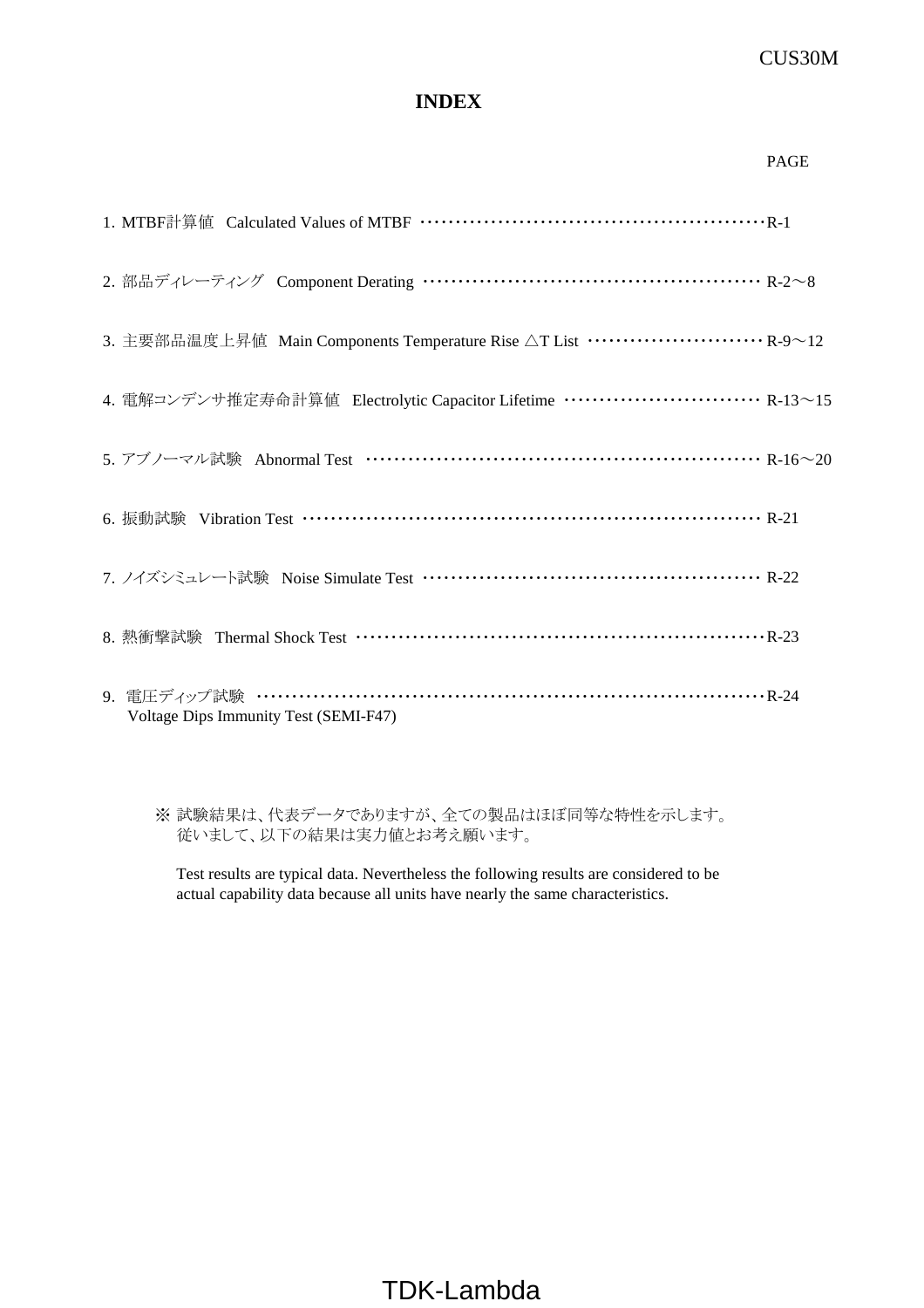# INDEX

| | PAGE |
|---|---|
| 1. MTBF計算値 Calculated Values of MTBF | R-1 |
| 2. 部品ディレーティング Component Derating | R-2～8 |
| 3. 主要部品温度上昇値 Main Components Temperature Rise △T List | R-9～12 |
| 4. 電解コンデンサ推定寿命計算値 Electrolytic Capacitor Lifetime | R-13～15 |
| 5. アブノーマル試験 Abnormal Test | R-16～20 |
| 6. 振動試験 Vibration Test | R-21 |
| 7. ノイズシミュレート試験 Noise Simulate Test | R-22 |
| 8. 熱衝撃試験 Thermal Shock Test | R-23 |
| 9. 電圧ディップ試験 Voltage Dips Immunity Test (SEMI-F47) | R-24 |

※ 試験結果は、代表データでありますが、全ての製品はほぼ同等な特性を示します。
従いまして、以下の結果は実力値とお考え願います。

Test results are typical data. Nevertheless the following results are considered to be actual capability data because all units have nearly the same characteristics.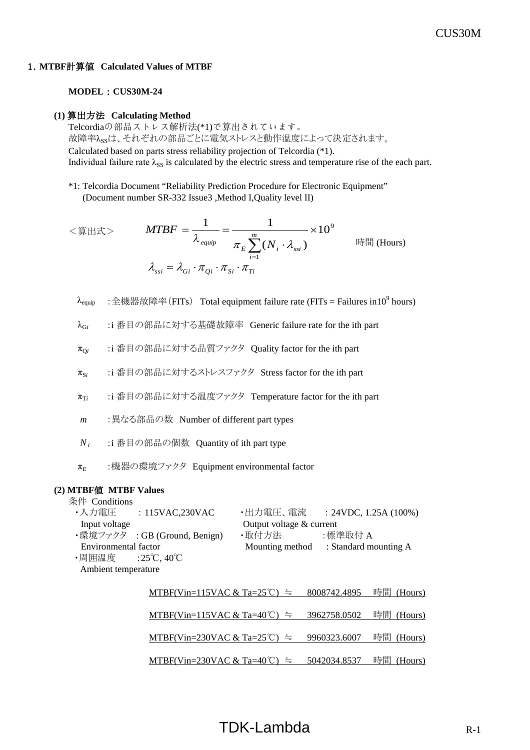## 1. MTBF計算値 Calculated Values of MTBF

**MODEL：CUS30M-24**

### (1) 算出方法 Calculating Method

Telcordiaの部品ストレス解析法(*1)で算出されています。
故障率$\lambda_{SS}$は、それぞれの部品ごとに電気ストレスと動作温度によって決定されます。
Calculated based on parts stress reliability projection of Telcordia (*1).
Individual failure rate $\lambda_{SS}$ is calculated by the electric stress and temperature rise of the each part.

*1: Telcordia Document "Reliability Prediction Procedure for Electronic Equipment"
(Document number SR-332 Issue3 ,Method I,Quality level II)

<算出式>

$$MTBF = \frac{1}{\lambda_{equip}} = \frac{1}{\pi_E \sum_{i=1}^{m} (N_i \cdot \lambda_{ssi})} \times 10^9 \quad \text{時間 (Hours)}$$

$$\lambda_{ssi} = \lambda_{Gi} \cdot \pi_{Qi} \cdot \pi_{Si} \cdot \pi_{Ti}$$

$\lambda_{equip}$ :全機器故障率(FITs) Total equipment failure rate (FITs = Failures in$10^9$ hours)

$\lambda_{Gi}$ :i 番目の部品に対する基礎故障率 Generic failure rate for the ith part

$\pi_{Qi}$ :i 番目の部品に対する品質ファクタ Quality factor for the ith part

$\pi_{Si}$ :i 番目の部品に対するストレスファクタ Stress factor for the ith part

$\pi_{Ti}$ :i 番目の部品に対する温度ファクタ Temperature factor for the ith part

$m$ :異なる部品の数 Number of different part types

$N_i$ :i 番目の部品の個数 Quantity of ith part type

$\pi_E$ :機器の環境ファクタ Equipment environmental factor

### (2) MTBF値 MTBF Values

条件 Conditions

- ・入力電圧 Input voltage : 115VAC,230VAC
- ・出力電圧、電流 Output voltage & current : 24VDC, 1.25A (100%)
- ・環境ファクタ Environmental factor : GB (Ground, Benign)
- ・取付方法 Mounting method :標準取付 A : Standard mounting A
- ・周囲温度 Ambient temperature :25℃, 40℃

MTBF(Vin=115VAC & Ta=25℃) ≒ 8008742.4895 時間 (Hours)

MTBF(Vin=115VAC & Ta=40℃) ≒ 3962758.0502 時間 (Hours)

MTBF(Vin=230VAC & Ta=25℃) ≒ 9960323.6007 時間 (Hours)

MTBF(Vin=230VAC & Ta=40℃) ≒ 5042034.8537 時間 (Hours)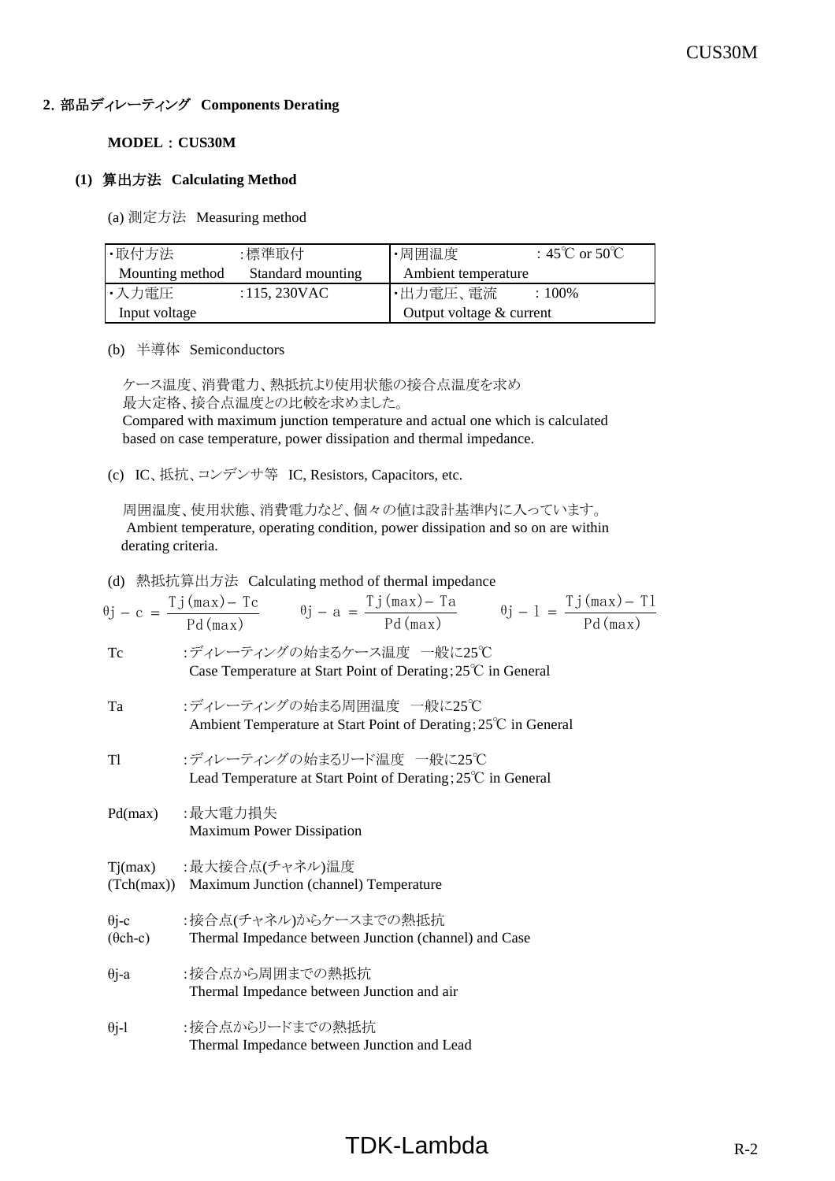## 2. 部品ディレーティング　Components Derating

**MODEL：CUS30M**

### (1) 算出方法　Calculating Method

(a) 測定方法　Measuring method

| ・取付方法 Mounting method | :標準取付 Standard mounting | ・周囲温度 Ambient temperature | : 45℃ or 50℃ |
|---|---|---|---|
| ・入力電圧 Input voltage | :115, 230VAC | ・出力電圧、電流 Output voltage & current | : 100% |

(b) 半導体　Semiconductors

ケース温度、消費電力、熱抵抗より使用状態の接合点温度を求め
最大定格、接合点温度との比較を求めました。
Compared with maximum junction temperature and actual one which is calculated based on case temperature, power dissipation and thermal impedance.

(c) IC、抵抗、コンデンサ等　IC, Resistors, Capacitors, etc.

周囲温度、使用状態、消費電力など、個々の値は設計基準内に入っています。
Ambient temperature, operating condition, power dissipation and so on are within derating criteria.

(d) 熱抵抗算出方法　Calculating method of thermal impedance

$$\theta j-c = \frac{Tj(max) - Tc}{Pd(max)} \qquad \theta j-a = \frac{Tj(max) - Ta}{Pd(max)} \qquad \theta j-l = \frac{Tj(max) - Tl}{Pd(max)}$$

Tc　:ディレーティングの始まるケース温度　一般に25℃
Case Temperature at Start Point of Derating;25℃ in General

Ta　:ディレーティングの始まる周囲温度　一般に25℃
Ambient Temperature at Start Point of Derating;25℃ in General

Tl　:ディレーティングの始まるリード温度　一般に25℃
Lead Temperature at Start Point of Derating;25℃ in General

Pd(max)　:最大電力損失
Maximum Power Dissipation

Tj(max) (Tch(max))　:最大接合点(チャネル)温度
Maximum Junction (channel) Temperature

θj-c (θch-c)　:接合点(チャネル)からケースまでの熱抵抗
Thermal Impedance between Junction (channel) and Case

θj-a　:接合点から周囲までの熱抵抗
Thermal Impedance between Junction and air

θj-l　:接合点からリードまでの熱抵抗
Thermal Impedance between Junction and Lead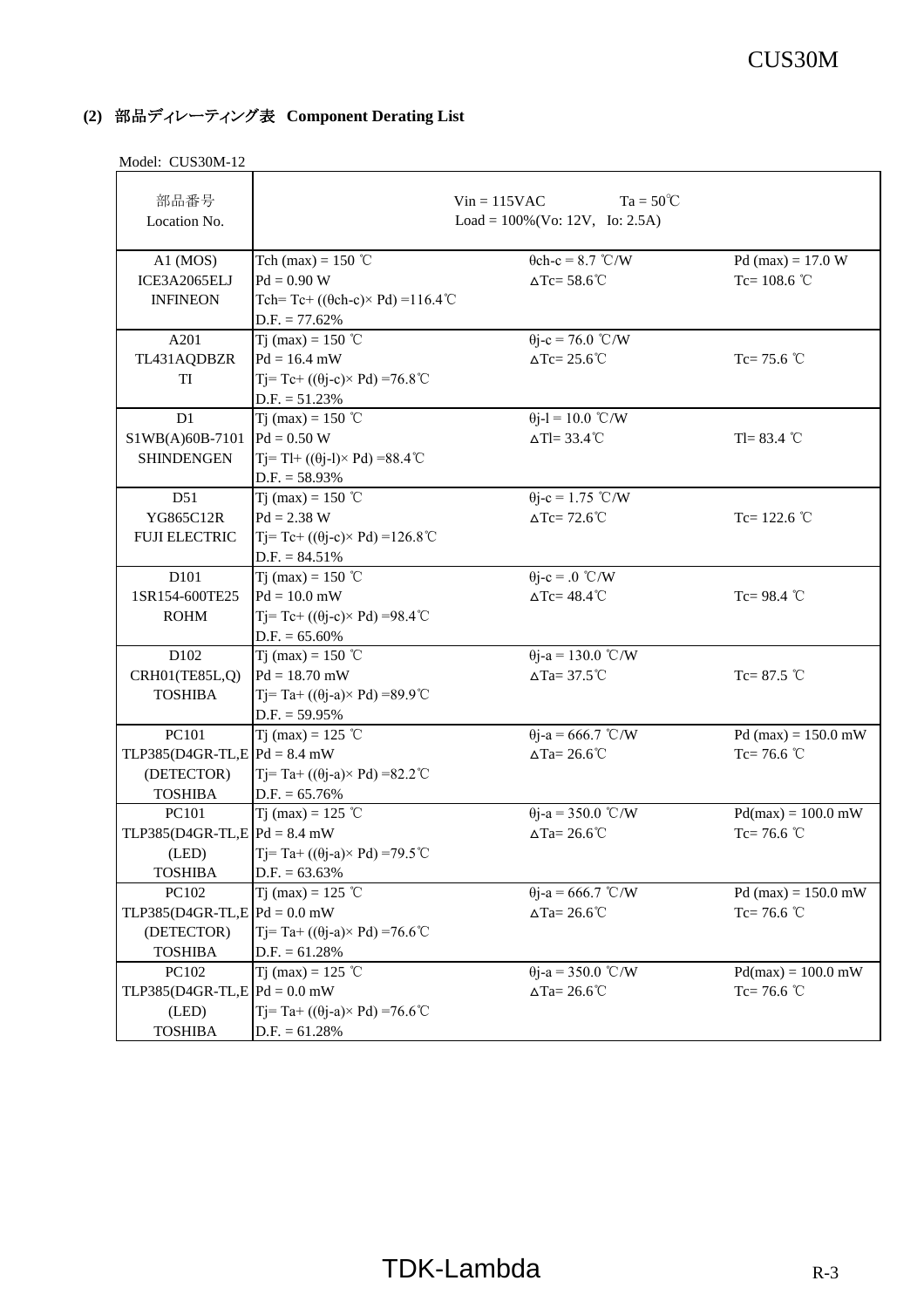### (2) 部品ディレーティング表 Component Derating List

Model: CUS30M-12

| 部品番号<br>Location No. | Vin = 115VAC Ta = 50℃<br>Load = 100%(Vo: 12V, Io: 2.5A) | | |
|---|---|---|---|
| A1 (MOS)<br>ICE3A2065ELJ<br>INFINEON | Tch (max) = 150 ℃<br>Pd = 0.90 W<br>Tch= Tc+ ((θch-c)× Pd) =116.4℃<br>D.F. = 77.62% | θch-c = 8.7 ℃/W<br>ΔTc= 58.6℃ | Pd (max) = 17.0 W<br>Tc= 108.6 ℃ |
| A201<br>TL431AQDBZR<br>TI | Tj (max) = 150 ℃<br>Pd = 16.4 mW<br>Tj= Tc+ ((θj-c)× Pd) =76.8℃<br>D.F. = 51.23% | θj-c = 76.0 ℃/W<br>ΔTc= 25.6℃ | Tc= 75.6 ℃ |
| D1<br>S1WB(A)60B-7101<br>SHINDENGEN | Tj (max) = 150 ℃<br>Pd = 0.50 W<br>Tj= Tl+ ((θj-l)× Pd) =88.4℃<br>D.F. = 58.93% | θj-l = 10.0 ℃/W<br>ΔTl= 33.4℃ | Tl= 83.4 ℃ |
| D51<br>YG865C12R<br>FUJI ELECTRIC | Tj (max) = 150 ℃<br>Pd = 2.38 W<br>Tj= Tc+ ((θj-c)× Pd) =126.8℃<br>D.F. = 84.51% | θj-c = 1.75 ℃/W<br>ΔTc= 72.6℃ | Tc= 122.6 ℃ |
| D101<br>1SR154-600TE25<br>ROHM | Tj (max) = 150 ℃<br>Pd = 10.0 mW<br>Tj= Tc+ ((θj-c)× Pd) =98.4℃<br>D.F. = 65.60% | θj-c = .0 ℃/W<br>ΔTc= 48.4℃ | Tc= 98.4 ℃ |
| D102<br>CRH01(TE85L,Q)<br>TOSHIBA | Tj (max) = 150 ℃<br>Pd = 18.70 mW<br>Tj= Ta+ ((θj-a)× Pd) =89.9℃<br>D.F. = 59.95% | θj-a = 130.0 ℃/W<br>ΔTa= 37.5℃ | Tc= 87.5 ℃ |
| PC101<br>TLP385(D4GR-TL,E<br>(DETECTOR)<br>TOSHIBA | Tj (max) = 125 ℃<br>Pd = 8.4 mW<br>Tj= Ta+ ((θj-a)× Pd) =82.2℃<br>D.F. = 65.76% | θj-a = 666.7 ℃/W<br>ΔTa= 26.6℃ | Pd (max) = 150.0 mW<br>Tc= 76.6 ℃ |
| PC101<br>TLP385(D4GR-TL,E<br>(LED)<br>TOSHIBA | Tj (max) = 125 ℃<br>Pd = 8.4 mW<br>Tj= Ta+ ((θj-a)× Pd) =79.5℃<br>D.F. = 63.63% | θj-a = 350.0 ℃/W<br>ΔTa= 26.6℃ | Pd(max) = 100.0 mW<br>Tc= 76.6 ℃ |
| PC102<br>TLP385(D4GR-TL,E<br>(DETECTOR)<br>TOSHIBA | Tj (max) = 125 ℃<br>Pd = 0.0 mW<br>Tj= Ta+ ((θj-a)× Pd) =76.6℃<br>D.F. = 61.28% | θj-a = 666.7 ℃/W<br>ΔTa= 26.6℃ | Pd (max) = 150.0 mW<br>Tc= 76.6 ℃ |
| PC102<br>TLP385(D4GR-TL,E<br>(LED)<br>TOSHIBA | Tj (max) = 125 ℃<br>Pd = 0.0 mW<br>Tj= Ta+ ((θj-a)× Pd) =76.6℃<br>D.F. = 61.28% | θj-a = 350.0 ℃/W<br>ΔTa= 26.6℃ | Pd(max) = 100.0 mW<br>Tc= 76.6 ℃ |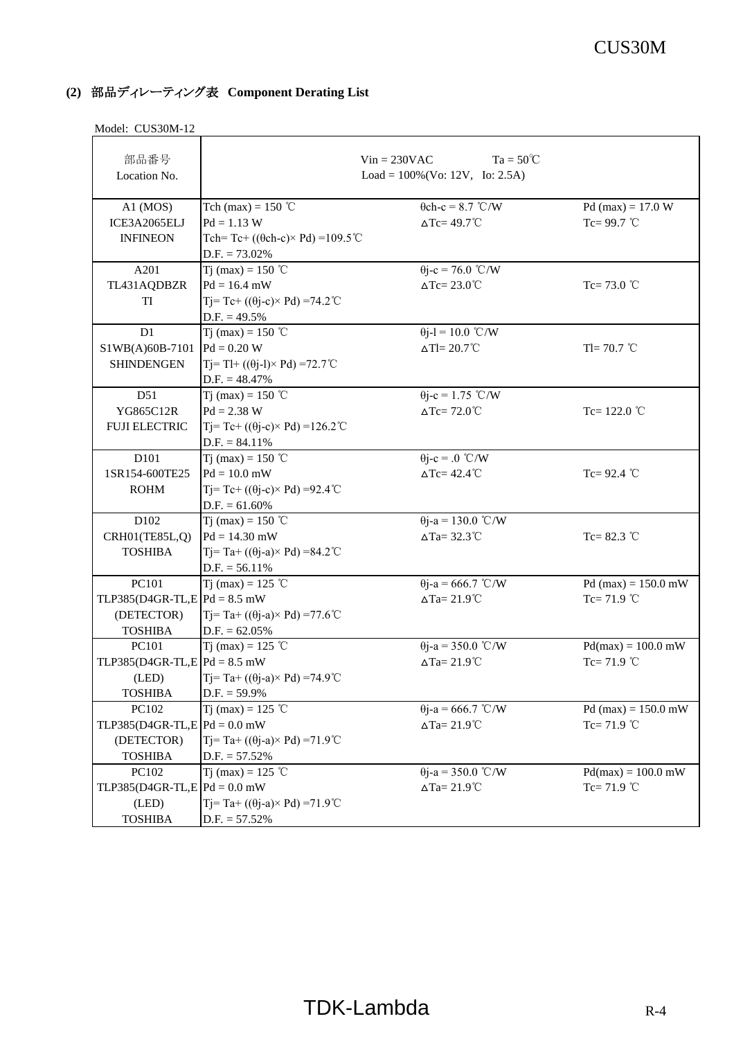### (2) 部品ディレーティング表 Component Derating List

Model: CUS30M-12

| 部品番号<br>Location No. | Vin = 230VAC　Ta = 50℃<br>Load = 100%(Vo: 12V, Io: 2.5A) | | |
|---|---|---|---|
| A1 (MOS)<br>ICE3A2065ELJ<br>INFINEON | Tch (max) = 150 ℃<br>Pd = 1.13 W<br>Tch= Tc+ ((θch-c)× Pd) =109.5℃<br>D.F. = 73.02% | θch-c = 8.7 ℃/W<br>ΔTc= 49.7℃ | Pd (max) = 17.0 W<br>Tc= 99.7 ℃ |
| A201<br>TL431AQDBZR<br>TI | Tj (max) = 150 ℃<br>Pd = 16.4 mW<br>Tj= Tc+ ((θj-c)× Pd) =74.2℃<br>D.F. = 49.5% | θj-c = 76.0 ℃/W<br>ΔTc= 23.0℃ | Tc= 73.0 ℃ |
| D1<br>S1WB(A)60B-7101<br>SHINDENGEN | Tj (max) = 150 ℃<br>Pd = 0.20 W<br>Tj= Tl+ ((θj-l)× Pd) =72.7℃<br>D.F. = 48.47% | θj-l = 10.0 ℃/W<br>ΔTl= 20.7℃ | Tl= 70.7 ℃ |
| D51<br>YG865C12R<br>FUJI ELECTRIC | Tj (max) = 150 ℃<br>Pd = 2.38 W<br>Tj= Tc+ ((θj-c)× Pd) =126.2℃<br>D.F. = 84.11% | θj-c = 1.75 ℃/W<br>ΔTc= 72.0℃ | Tc= 122.0 ℃ |
| D101<br>1SR154-600TE25<br>ROHM | Tj (max) = 150 ℃<br>Pd = 10.0 mW<br>Tj= Tc+ ((θj-c)× Pd) =92.4℃<br>D.F. = 61.60% | θj-c = .0 ℃/W<br>ΔTc= 42.4℃ | Tc= 92.4 ℃ |
| D102<br>CRH01(TE85L,Q)<br>TOSHIBA | Tj (max) = 150 ℃<br>Pd = 14.30 mW<br>Tj= Ta+ ((θj-a)× Pd) =84.2℃<br>D.F. = 56.11% | θj-a = 130.0 ℃/W<br>ΔTa= 32.3℃ | Tc= 82.3 ℃ |
| PC101<br>TLP385(D4GR-TL,E<br>(DETECTOR)<br>TOSHIBA | Tj (max) = 125 ℃<br>Pd = 8.5 mW<br>Tj= Ta+ ((θj-a)× Pd) =77.6℃<br>D.F. = 62.05% | θj-a = 666.7 ℃/W<br>ΔTa= 21.9℃ | Pd (max) = 150.0 mW<br>Tc= 71.9 ℃ |
| PC101<br>TLP385(D4GR-TL,E<br>(LED)<br>TOSHIBA | Tj (max) = 125 ℃<br>Pd = 8.5 mW<br>Tj= Ta+ ((θj-a)× Pd) =74.9℃<br>D.F. = 59.9% | θj-a = 350.0 ℃/W<br>ΔTa= 21.9℃ | Pd(max) = 100.0 mW<br>Tc= 71.9 ℃ |
| PC102<br>TLP385(D4GR-TL,E<br>(DETECTOR)<br>TOSHIBA | Tj (max) = 125 ℃<br>Pd = 0.0 mW<br>Tj= Ta+ ((θj-a)× Pd) =71.9℃<br>D.F. = 57.52% | θj-a = 666.7 ℃/W<br>ΔTa= 21.9℃ | Pd (max) = 150.0 mW<br>Tc= 71.9 ℃ |
| PC102<br>TLP385(D4GR-TL,E<br>(LED)<br>TOSHIBA | Tj (max) = 125 ℃<br>Pd = 0.0 mW<br>Tj= Ta+ ((θj-a)× Pd) =71.9℃<br>D.F. = 57.52% | θj-a = 350.0 ℃/W<br>ΔTa= 21.9℃ | Pd(max) = 100.0 mW<br>Tc= 71.9 ℃ |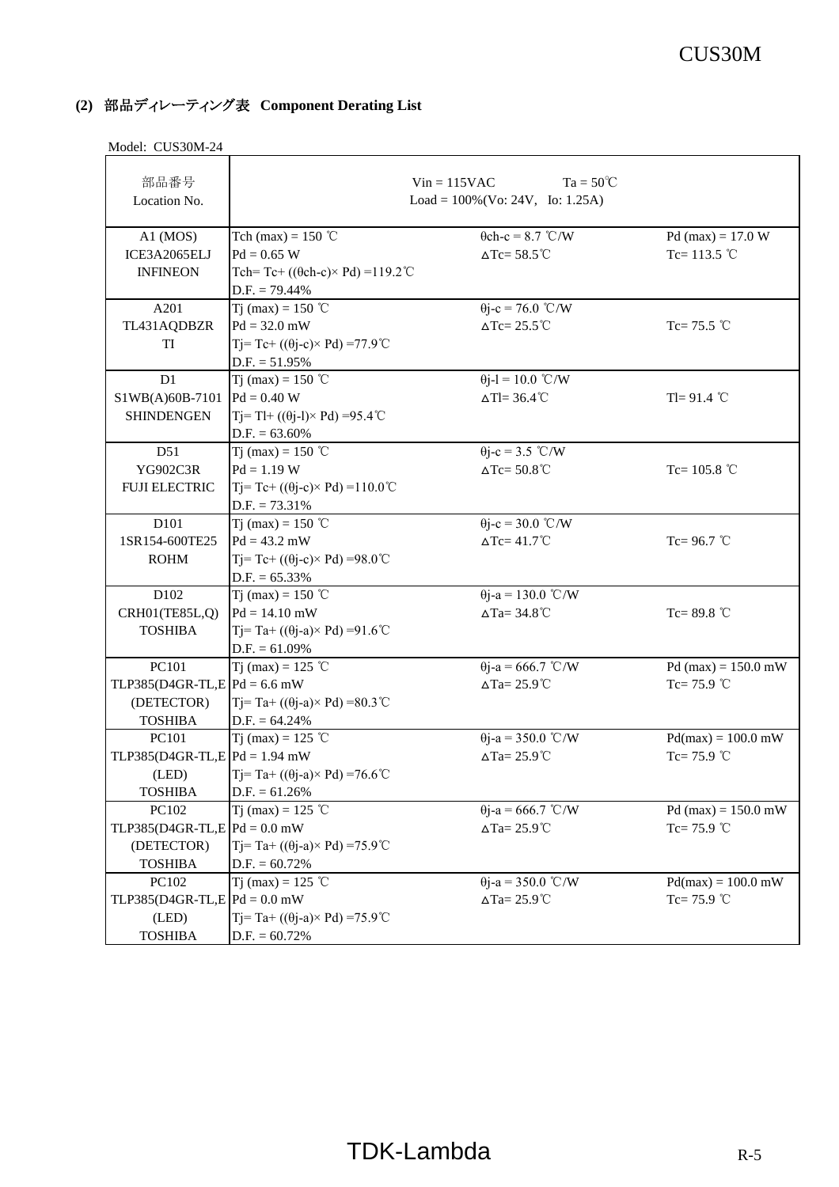## (2) 部品ディレーティング表 Component Derating List

Model: CUS30M-24

| 部品番号<br>Location No. | Vin = 115VAC Ta = 50℃<br>Load = 100%(Vo: 24V, Io: 1.25A) | | |
|---|---|---|---|
| A1 (MOS)<br>ICE3A2065ELJ<br>INFINEON | Tch (max) = 150 ℃<br>Pd = 0.65 W<br>Tch= Tc+ ((θch-c)× Pd) =119.2℃<br>D.F. = 79.44% | θch-c = 8.7 ℃/W<br>ΔTc= 58.5℃ | Pd (max) = 17.0 W<br>Tc= 113.5 ℃ |
| A201<br>TL431AQDBZR<br>TI | Tj (max) = 150 ℃<br>Pd = 32.0 mW<br>Tj= Tc+ ((θj-c)× Pd) =77.9℃<br>D.F. = 51.95% | θj-c = 76.0 ℃/W<br>ΔTc= 25.5℃ | Tc= 75.5 ℃ |
| D1<br>S1WB(A)60B-7101<br>SHINDENGEN | Tj (max) = 150 ℃<br>Pd = 0.40 W<br>Tj= Tl+ ((θj-l)× Pd) =95.4℃<br>D.F. = 63.60% | θj-l = 10.0 ℃/W<br>ΔTl= 36.4℃ | Tl= 91.4 ℃ |
| D51<br>YG902C3R<br>FUJI ELECTRIC | Tj (max) = 150 ℃<br>Pd = 1.19 W<br>Tj= Tc+ ((θj-c)× Pd) =110.0℃<br>D.F. = 73.31% | θj-c = 3.5 ℃/W<br>ΔTc= 50.8℃ | Tc= 105.8 ℃ |
| D101<br>1SR154-600TE25<br>ROHM | Tj (max) = 150 ℃<br>Pd = 43.2 mW<br>Tj= Tc+ ((θj-c)× Pd) =98.0℃<br>D.F. = 65.33% | θj-c = 30.0 ℃/W<br>ΔTc= 41.7℃ | Tc= 96.7 ℃ |
| D102<br>CRH01(TE85L,Q)<br>TOSHIBA | Tj (max) = 150 ℃<br>Pd = 14.10 mW<br>Tj= Ta+ ((θj-a)× Pd) =91.6℃<br>D.F. = 61.09% | θj-a = 130.0 ℃/W<br>ΔTa= 34.8℃ | Tc= 89.8 ℃ |
| PC101<br>TLP385(D4GR-TL,E<br>(DETECTOR)<br>TOSHIBA | Tj (max) = 125 ℃<br>Pd = 6.6 mW<br>Tj= Ta+ ((θj-a)× Pd) =80.3℃<br>D.F. = 64.24% | θj-a = 666.7 ℃/W<br>ΔTa= 25.9℃ | Pd (max) = 150.0 mW<br>Tc= 75.9 ℃ |
| PC101<br>TLP385(D4GR-TL,E<br>(LED)<br>TOSHIBA | Tj (max) = 125 ℃<br>Pd = 1.94 mW<br>Tj= Ta+ ((θj-a)× Pd) =76.6℃<br>D.F. = 61.26% | θj-a = 350.0 ℃/W<br>ΔTa= 25.9℃ | Pd(max) = 100.0 mW<br>Tc= 75.9 ℃ |
| PC102<br>TLP385(D4GR-TL,E<br>(DETECTOR)<br>TOSHIBA | Tj (max) = 125 ℃<br>Pd = 0.0 mW<br>Tj= Ta+ ((θj-a)× Pd) =75.9℃<br>D.F. = 60.72% | θj-a = 666.7 ℃/W<br>ΔTa= 25.9℃ | Pd (max) = 150.0 mW<br>Tc= 75.9 ℃ |
| PC102<br>TLP385(D4GR-TL,E<br>(LED)<br>TOSHIBA | Tj (max) = 125 ℃<br>Pd = 0.0 mW<br>Tj= Ta+ ((θj-a)× Pd) =75.9℃<br>D.F. = 60.72% | θj-a = 350.0 ℃/W<br>ΔTa= 25.9℃ | Pd(max) = 100.0 mW<br>Tc= 75.9 ℃ |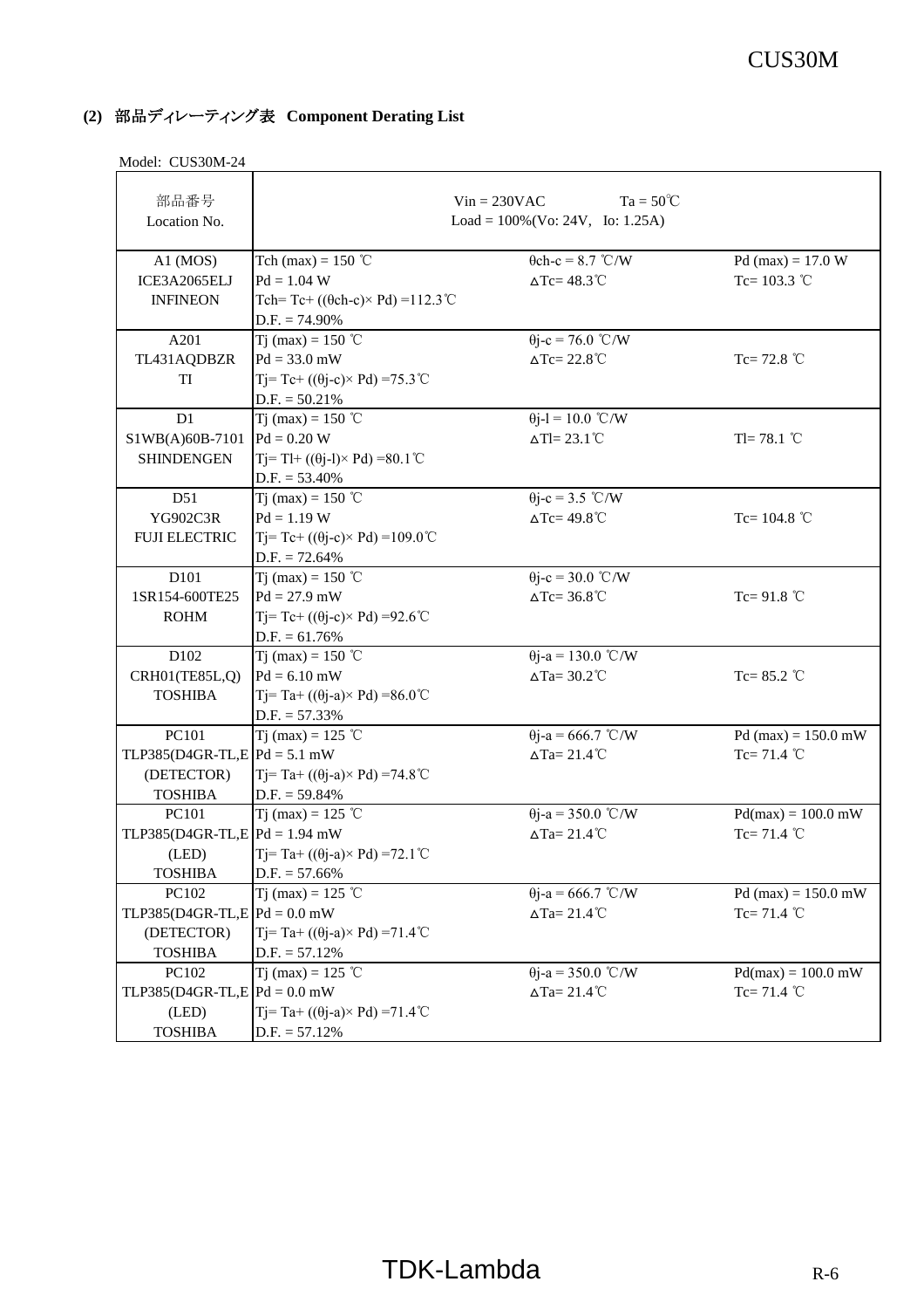### (2) 部品ディレーティング表 Component Derating List

Model: CUS30M-24

| 部品番号<br>Location No. | Vin = 230VAC  Ta = 50℃<br>Load = 100%(Vo: 24V, Io: 1.25A) | | |
|---|---|---|---|
| A1 (MOS)<br>ICE3A2065ELJ<br>INFINEON | Tch (max) = 150 ℃<br>Pd = 1.04 W<br>Tch= Tc+ ((θch-c)× Pd) =112.3℃<br>D.F. = 74.90% | θch-c = 8.7 ℃/W<br>ΔTc= 48.3℃ | Pd (max) = 17.0 W<br>Tc= 103.3 ℃ |
| A201<br>TL431AQDBZR<br>TI | Tj (max) = 150 ℃<br>Pd = 33.0 mW<br>Tj= Tc+ ((θj-c)× Pd) =75.3℃<br>D.F. = 50.21% | θj-c = 76.0 ℃/W<br>ΔTc= 22.8℃ | Tc= 72.8 ℃ |
| D1<br>S1WB(A)60B-7101<br>SHINDENGEN | Tj (max) = 150 ℃<br>Pd = 0.20 W<br>Tj= Tl+ ((θj-l)× Pd) =80.1℃<br>D.F. = 53.40% | θj-l = 10.0 ℃/W<br>ΔTl= 23.1℃ | Tl= 78.1 ℃ |
| D51<br>YG902C3R<br>FUJI ELECTRIC | Tj (max) = 150 ℃<br>Pd = 1.19 W<br>Tj= Tc+ ((θj-c)× Pd) =109.0℃<br>D.F. = 72.64% | θj-c = 3.5 ℃/W<br>ΔTc= 49.8℃ | Tc= 104.8 ℃ |
| D101<br>1SR154-600TE25<br>ROHM | Tj (max) = 150 ℃<br>Pd = 27.9 mW<br>Tj= Tc+ ((θj-c)× Pd) =92.6℃<br>D.F. = 61.76% | θj-c = 30.0 ℃/W<br>ΔTc= 36.8℃ | Tc= 91.8 ℃ |
| D102<br>CRH01(TE85L,Q)<br>TOSHIBA | Tj (max) = 150 ℃<br>Pd = 6.10 mW<br>Tj= Ta+ ((θj-a)× Pd) =86.0℃<br>D.F. = 57.33% | θj-a = 130.0 ℃/W<br>ΔTa= 30.2℃ | Tc= 85.2 ℃ |
| PC101<br>TLP385(D4GR-TL,E<br>(DETECTOR)<br>TOSHIBA | Tj (max) = 125 ℃<br>Pd = 5.1 mW<br>Tj= Ta+ ((θj-a)× Pd) =74.8℃<br>D.F. = 59.84% | θj-a = 666.7 ℃/W<br>ΔTa= 21.4℃ | Pd (max) = 150.0 mW<br>Tc= 71.4 ℃ |
| PC101<br>TLP385(D4GR-TL,E<br>(LED)<br>TOSHIBA | Tj (max) = 125 ℃<br>Pd = 1.94 mW<br>Tj= Ta+ ((θj-a)× Pd) =72.1℃<br>D.F. = 57.66% | θj-a = 350.0 ℃/W<br>ΔTa= 21.4℃ | Pd(max) = 100.0 mW<br>Tc= 71.4 ℃ |
| PC102<br>TLP385(D4GR-TL,E<br>(DETECTOR)<br>TOSHIBA | Tj (max) = 125 ℃<br>Pd = 0.0 mW<br>Tj= Ta+ ((θj-a)× Pd) =71.4℃<br>D.F. = 57.12% | θj-a = 666.7 ℃/W<br>ΔTa= 21.4℃ | Pd (max) = 150.0 mW<br>Tc= 71.4 ℃ |
| PC102<br>TLP385(D4GR-TL,E<br>(LED)<br>TOSHIBA | Tj (max) = 125 ℃<br>Pd = 0.0 mW<br>Tj= Ta+ ((θj-a)× Pd) =71.4℃<br>D.F. = 57.12% | θj-a = 350.0 ℃/W<br>ΔTa= 21.4℃ | Pd(max) = 100.0 mW<br>Tc= 71.4 ℃ |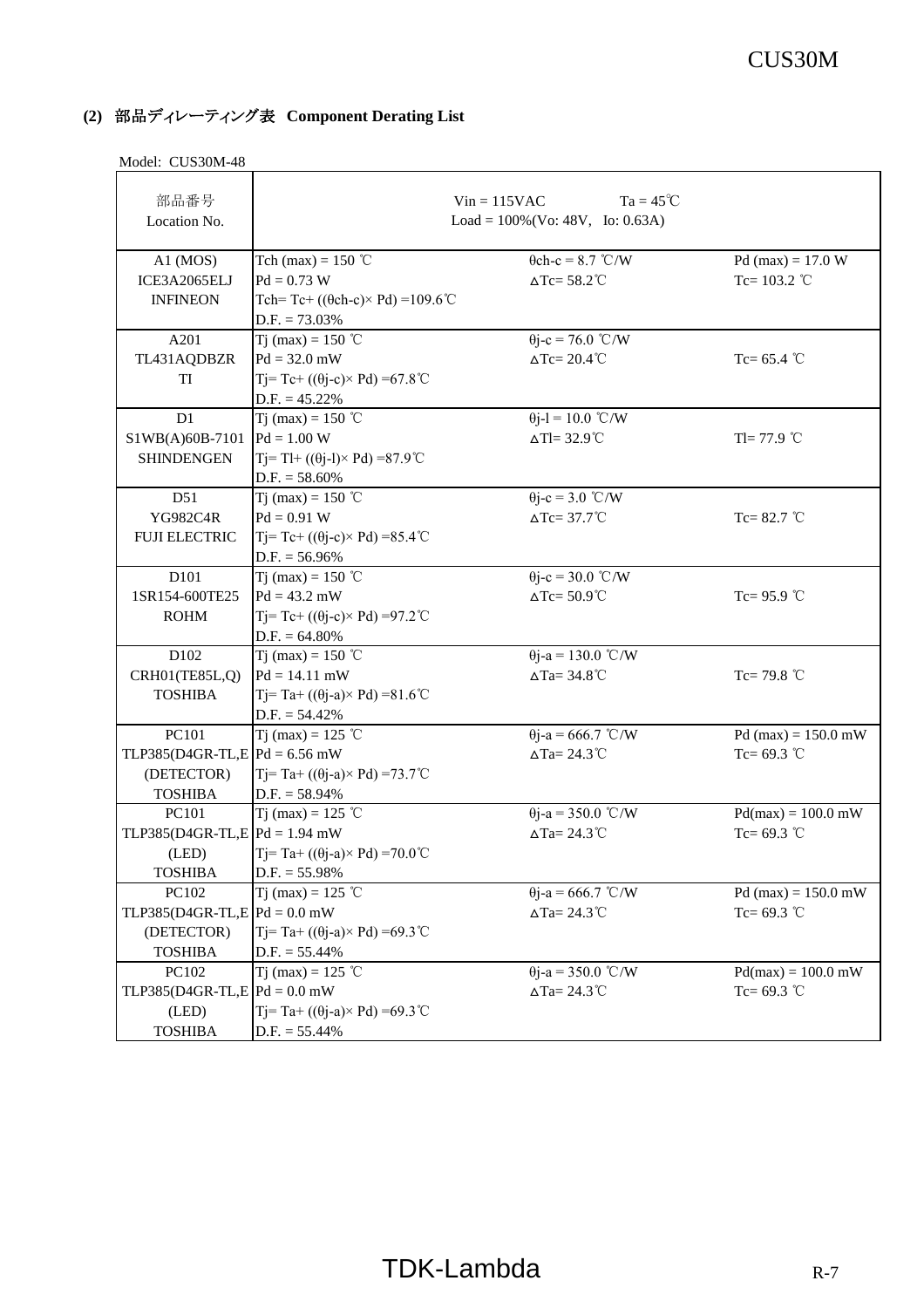### (2) 部品ディレーティング表 Component Derating List

Model: CUS30M-48

| 部品番号<br>Location No. | Vin = 115VAC　　Ta = 45℃<br>Load = 100%(Vo: 48V, Io: 0.63A) | | |
|---|---|---|---|
| A1 (MOS)<br>ICE3A2065ELJ<br>INFINEON | Tch (max) = 150 ℃<br>Pd = 0.73 W<br>Tch= Tc+ ((θch-c)× Pd) =109.6℃<br>D.F. = 73.03% | θch-c = 8.7 ℃/W<br>ΔTc= 58.2℃ | Pd (max) = 17.0 W<br>Tc= 103.2 ℃ |
| A201<br>TL431AQDBZR<br>TI | Tj (max) = 150 ℃<br>Pd = 32.0 mW<br>Tj= Tc+ ((θj-c)× Pd) =67.8℃<br>D.F. = 45.22% | θj-c = 76.0 ℃/W<br>ΔTc= 20.4℃ | Tc= 65.4 ℃ |
| D1<br>S1WB(A)60B-7101<br>SHINDENGEN | Tj (max) = 150 ℃<br>Pd = 1.00 W<br>Tj= Tl+ ((θj-l)× Pd) =87.9℃<br>D.F. = 58.60% | θj-l = 10.0 ℃/W<br>ΔTl= 32.9℃ | Tl= 77.9 ℃ |
| D51<br>YG982C4R<br>FUJI ELECTRIC | Tj (max) = 150 ℃<br>Pd = 0.91 W<br>Tj= Tc+ ((θj-c)× Pd) =85.4℃<br>D.F. = 56.96% | θj-c = 3.0 ℃/W<br>ΔTc= 37.7℃ | Tc= 82.7 ℃ |
| D101<br>1SR154-600TE25<br>ROHM | Tj (max) = 150 ℃<br>Pd = 43.2 mW<br>Tj= Tc+ ((θj-c)× Pd) =97.2℃<br>D.F. = 64.80% | θj-c = 30.0 ℃/W<br>ΔTc= 50.9℃ | Tc= 95.9 ℃ |
| D102<br>CRH01(TE85L,Q)<br>TOSHIBA | Tj (max) = 150 ℃<br>Pd = 14.11 mW<br>Tj= Ta+ ((θj-a)× Pd) =81.6℃<br>D.F. = 54.42% | θj-a = 130.0 ℃/W<br>ΔTa= 34.8℃ | Tc= 79.8 ℃ |
| PC101<br>TLP385(D4GR-TL,E<br>(DETECTOR)<br>TOSHIBA | Tj (max) = 125 ℃<br>Pd = 6.56 mW<br>Tj= Ta+ ((θj-a)× Pd) =73.7℃<br>D.F. = 58.94% | θj-a = 666.7 ℃/W<br>ΔTa= 24.3℃ | Pd (max) = 150.0 mW<br>Tc= 69.3 ℃ |
| PC101<br>TLP385(D4GR-TL,E<br>(LED)<br>TOSHIBA | Tj (max) = 125 ℃<br>Pd = 1.94 mW<br>Tj= Ta+ ((θj-a)× Pd) =70.0℃<br>D.F. = 55.98% | θj-a = 350.0 ℃/W<br>ΔTa= 24.3℃ | Pd(max) = 100.0 mW<br>Tc= 69.3 ℃ |
| PC102<br>TLP385(D4GR-TL,E<br>(DETECTOR)<br>TOSHIBA | Tj (max) = 125 ℃<br>Pd = 0.0 mW<br>Tj= Ta+ ((θj-a)× Pd) =69.3℃<br>D.F. = 55.44% | θj-a = 666.7 ℃/W<br>ΔTa= 24.3℃ | Pd (max) = 150.0 mW<br>Tc= 69.3 ℃ |
| PC102<br>TLP385(D4GR-TL,E<br>(LED)<br>TOSHIBA | Tj (max) = 125 ℃<br>Pd = 0.0 mW<br>Tj= Ta+ ((θj-a)× Pd) =69.3℃<br>D.F. = 55.44% | θj-a = 350.0 ℃/W<br>ΔTa= 24.3℃ | Pd(max) = 100.0 mW<br>Tc= 69.3 ℃ |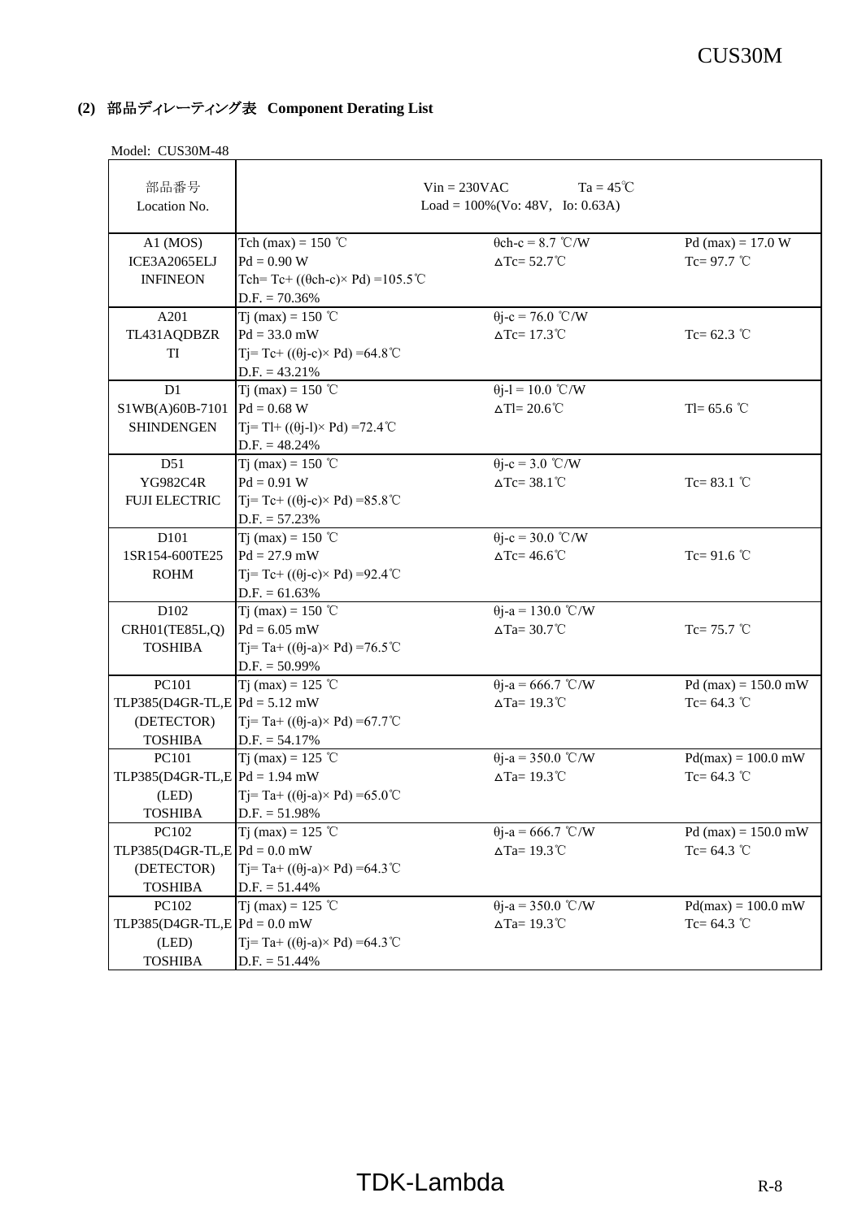## (2) 部品ディレーティング表 Component Derating List

Model: CUS30M-48

| 部品番号<br>Location No. | Vin = 230VAC　Ta = 45℃<br>Load = 100%(Vo: 48V, Io: 0.63A) | | |
|---|---|---|---|
| A1 (MOS)<br>ICE3A2065ELJ<br>INFINEON | Tch (max) = 150 ℃<br>Pd = 0.90 W<br>Tch= Tc+ ((θch-c)× Pd) =105.5℃<br>D.F. = 70.36% | θch-c = 8.7 ℃/W<br>ΔTc= 52.7℃ | Pd (max) = 17.0 W<br>Tc= 97.7 ℃ |
| A201<br>TL431AQDBZR<br>TI | Tj (max) = 150 ℃<br>Pd = 33.0 mW<br>Tj= Tc+ ((θj-c)× Pd) =64.8℃<br>D.F. = 43.21% | θj-c = 76.0 ℃/W<br>ΔTc= 17.3℃ | Tc= 62.3 ℃ |
| D1<br>S1WB(A)60B-7101<br>SHINDENGEN | Tj (max) = 150 ℃<br>Pd = 0.68 W<br>Tj= Tl+ ((θj-l)× Pd) =72.4℃<br>D.F. = 48.24% | θj-l = 10.0 ℃/W<br>ΔTl= 20.6℃ | Tl= 65.6 ℃ |
| D51<br>YG982C4R<br>FUJI ELECTRIC | Tj (max) = 150 ℃<br>Pd = 0.91 W<br>Tj= Tc+ ((θj-c)× Pd) =85.8℃<br>D.F. = 57.23% | θj-c = 3.0 ℃/W<br>ΔTc= 38.1℃ | Tc= 83.1 ℃ |
| D101<br>1SR154-600TE25<br>ROHM | Tj (max) = 150 ℃<br>Pd = 27.9 mW<br>Tj= Tc+ ((θj-c)× Pd) =92.4℃<br>D.F. = 61.63% | θj-c = 30.0 ℃/W<br>ΔTc= 46.6℃ | Tc= 91.6 ℃ |
| D102<br>CRH01(TE85L,Q)<br>TOSHIBA | Tj (max) = 150 ℃<br>Pd = 6.05 mW<br>Tj= Ta+ ((θj-a)× Pd) =76.5℃<br>D.F. = 50.99% | θj-a = 130.0 ℃/W<br>ΔTa= 30.7℃ | Tc= 75.7 ℃ |
| PC101<br>TLP385(D4GR-TL,E<br>(DETECTOR)<br>TOSHIBA | Tj (max) = 125 ℃<br>Pd = 5.12 mW<br>Tj= Ta+ ((θj-a)× Pd) =67.7℃<br>D.F. = 54.17% | θj-a = 666.7 ℃/W<br>ΔTa= 19.3℃ | Pd (max) = 150.0 mW<br>Tc= 64.3 ℃ |
| PC101<br>TLP385(D4GR-TL,E<br>(LED)<br>TOSHIBA | Tj (max) = 125 ℃<br>Pd = 1.94 mW<br>Tj= Ta+ ((θj-a)× Pd) =65.0℃<br>D.F. = 51.98% | θj-a = 350.0 ℃/W<br>ΔTa= 19.3℃ | Pd(max) = 100.0 mW<br>Tc= 64.3 ℃ |
| PC102<br>TLP385(D4GR-TL,E<br>(DETECTOR)<br>TOSHIBA | Tj (max) = 125 ℃<br>Pd = 0.0 mW<br>Tj= Ta+ ((θj-a)× Pd) =64.3℃<br>D.F. = 51.44% | θj-a = 666.7 ℃/W<br>ΔTa= 19.3℃ | Pd (max) = 150.0 mW<br>Tc= 64.3 ℃ |
| PC102<br>TLP385(D4GR-TL,E<br>(LED)<br>TOSHIBA | Tj (max) = 125 ℃<br>Pd = 0.0 mW<br>Tj= Ta+ ((θj-a)× Pd) =64.3℃<br>D.F. = 51.44% | θj-a = 350.0 ℃/W<br>ΔTa= 19.3℃ | Pd(max) = 100.0 mW<br>Tc= 64.3 ℃ |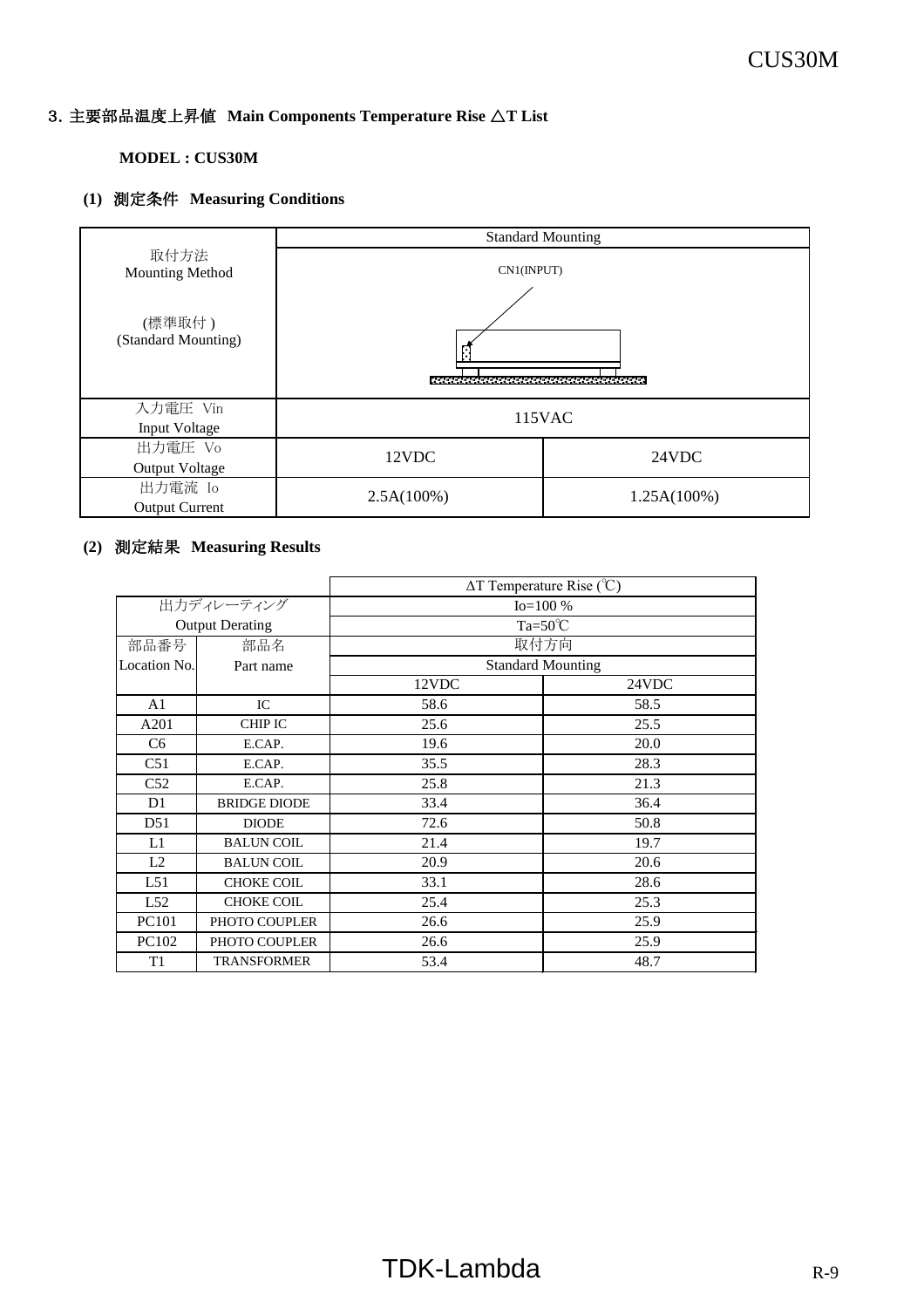## 3. 主要部品温度上昇値 Main Components Temperature Rise △T List

**MODEL : CUS30M**

### (1) 測定条件 Measuring Conditions

| | Standard Mounting | |
|---|---|---|
| 取付方法<br>Mounting Method<br><br>(標準取付 )<br>(Standard Mounting) | CN1(INPUT) | |
| 入力電圧 Vin<br>Input Voltage | 115VAC | |
| 出力電圧 Vo<br>Output Voltage | 12VDC | 24VDC |
| 出力電流 Io<br>Output Current | 2.5A(100%) | 1.25A(100%) |

### (2) 測定結果 Measuring Results

| | | ΔT Temperature Rise (℃) | |
|---|---|---|---|
| 出力ディレーティング<br>Output Derating | | Io=100 % | |
| | | Ta=50℃ | |
| 部品番号<br>Location No. | 部品名<br>Part name | 取付方向 | |
| | | Standard Mounting | |
| | | 12VDC | 24VDC |
| A1 | IC | 58.6 | 58.5 |
| A201 | CHIP IC | 25.6 | 25.5 |
| C6 | E.CAP. | 19.6 | 20.0 |
| C51 | E.CAP. | 35.5 | 28.3 |
| C52 | E.CAP. | 25.8 | 21.3 |
| D1 | BRIDGE DIODE | 33.4 | 36.4 |
| D51 | DIODE | 72.6 | 50.8 |
| L1 | BALUN COIL | 21.4 | 19.7 |
| L2 | BALUN COIL | 20.9 | 20.6 |
| L51 | CHOKE COIL | 33.1 | 28.6 |
| L52 | CHOKE COIL | 25.4 | 25.3 |
| PC101 | PHOTO COUPLER | 26.6 | 25.9 |
| PC102 | PHOTO COUPLER | 26.6 | 25.9 |
| T1 | TRANSFORMER | 53.4 | 48.7 |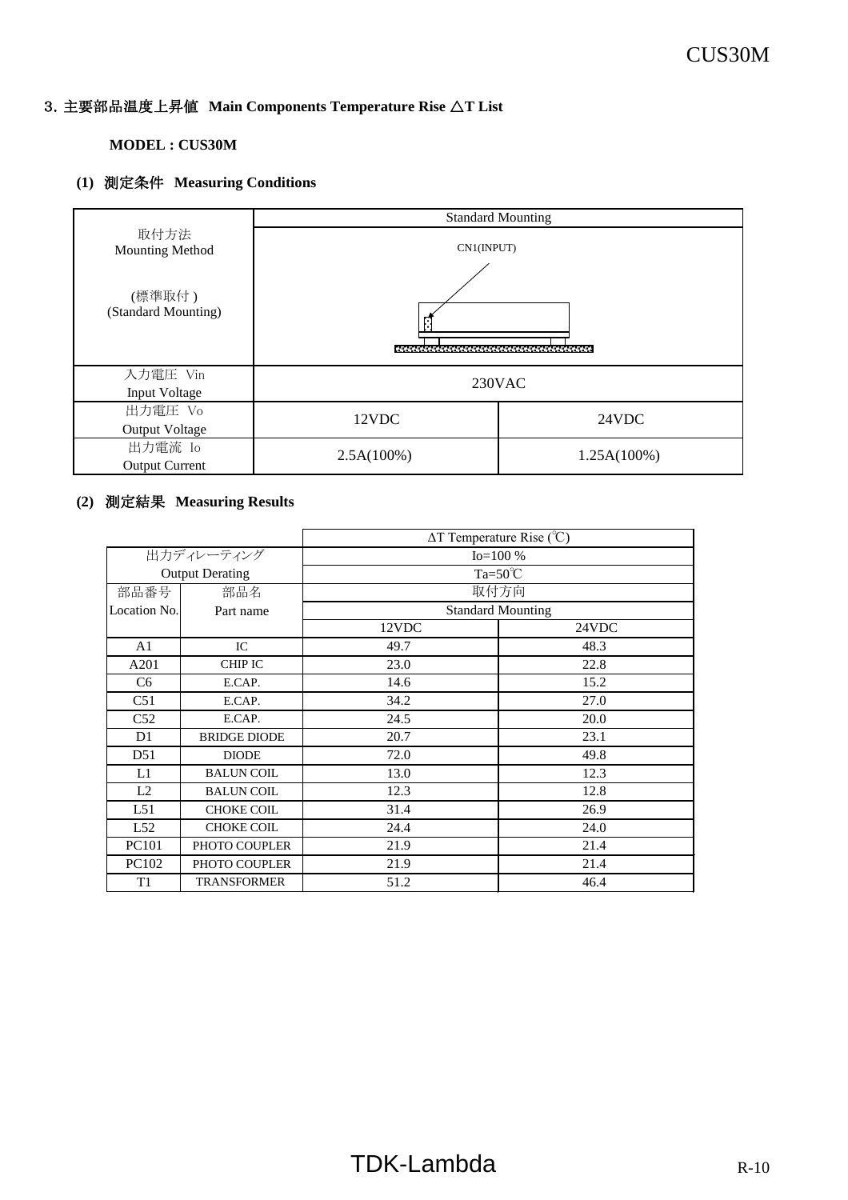## 3. 主要部品温度上昇値 Main Components Temperature Rise △T List

**MODEL : CUS30M**

### (1) 測定条件 Measuring Conditions

| | Standard Mounting | |
|---|---|---|
| 取付方法<br>Mounting Method<br><br>(標準取付)<br>(Standard Mounting) | CN1(INPUT) | |
| 入力電圧 Vin<br>Input Voltage | 230VAC | |
| 出力電圧 Vo<br>Output Voltage | 12VDC | 24VDC |
| 出力電流 Io<br>Output Current | 2.5A(100%) | 1.25A(100%) |

### (2) 測定結果 Measuring Results

| | | ΔT Temperature Rise (℃) | |
|---|---|---|---|
| 出力ディレーティング<br>Output Derating | | Io=100 % | |
| | | Ta=50℃ | |
| 部品番号<br>Location No. | 部品名<br>Part name | 取付方向<br>Standard Mounting | |
| | | 12VDC | 24VDC |
| A1 | IC | 49.7 | 48.3 |
| A201 | CHIP IC | 23.0 | 22.8 |
| C6 | E.CAP. | 14.6 | 15.2 |
| C51 | E.CAP. | 34.2 | 27.0 |
| C52 | E.CAP. | 24.5 | 20.0 |
| D1 | BRIDGE DIODE | 20.7 | 23.1 |
| D51 | DIODE | 72.0 | 49.8 |
| L1 | BALUN COIL | 13.0 | 12.3 |
| L2 | BALUN COIL | 12.3 | 12.8 |
| L51 | CHOKE COIL | 31.4 | 26.9 |
| L52 | CHOKE COIL | 24.4 | 24.0 |
| PC101 | PHOTO COUPLER | 21.9 | 21.4 |
| PC102 | PHOTO COUPLER | 21.9 | 21.4 |
| T1 | TRANSFORMER | 51.2 | 46.4 |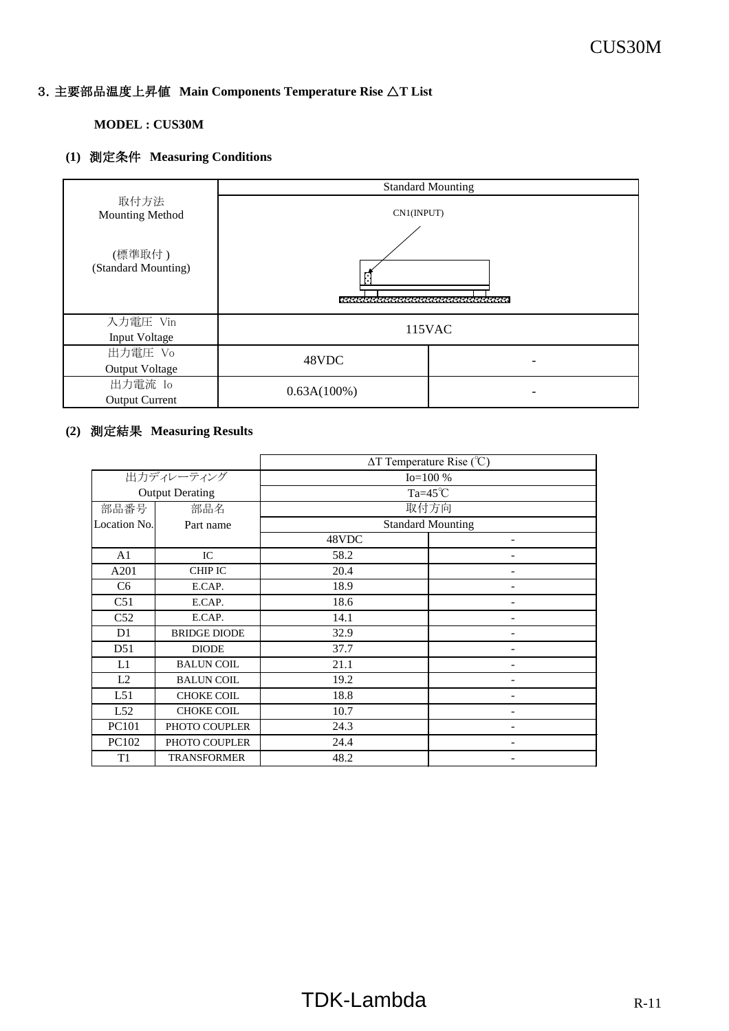## 3. 主要部品温度上昇値 Main Components Temperature Rise △T List

**MODEL : CUS30M**

### (1) 測定条件 Measuring Conditions

| 取付方法 Mounting Method (標準取付) (Standard Mounting) | Standard Mounting | |
|---|---|---|
| | CN1(INPUT) | |
| 入力電圧 Vin Input Voltage | 115VAC | |
| 出力電圧 Vo Output Voltage | 48VDC | - |
| 出力電流 Io Output Current | 0.63A(100%) | - |

### (2) 測定結果 Measuring Results

| | | ΔT Temperature Rise (℃) | |
|---|---|---|---|
| 出力ディレーティング Output Derating | | Io=100 % | |
| | | Ta=45℃ | |
| 部品番号 Location No. | 部品名 Part name | 取付方向 Standard Mounting | |
| | | 48VDC | - |
| A1 | IC | 58.2 | - |
| A201 | CHIP IC | 20.4 | - |
| C6 | E.CAP. | 18.9 | - |
| C51 | E.CAP. | 18.6 | - |
| C52 | E.CAP. | 14.1 | - |
| D1 | BRIDGE DIODE | 32.9 | - |
| D51 | DIODE | 37.7 | - |
| L1 | BALUN COIL | 21.1 | - |
| L2 | BALUN COIL | 19.2 | - |
| L51 | CHOKE COIL | 18.8 | - |
| L52 | CHOKE COIL | 10.7 | - |
| PC101 | PHOTO COUPLER | 24.3 | - |
| PC102 | PHOTO COUPLER | 24.4 | - |
| T1 | TRANSFORMER | 48.2 | - |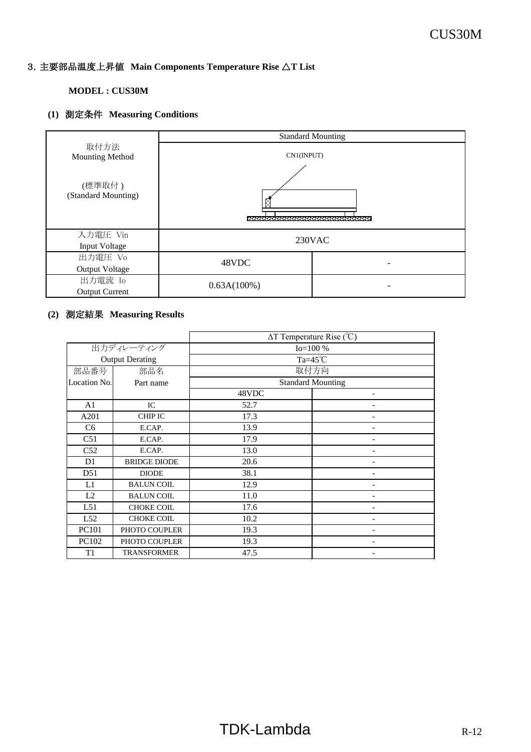## 3. 主要部品温度上昇値 Main Components Temperature Rise △T List

**MODEL : CUS30M**

### (1) 測定条件 Measuring Conditions

| | Standard Mounting | |
|---|---|---|
| 取付方法<br>Mounting Method<br><br>(標準取付)<br>(Standard Mounting) | CN1(INPUT) | |
| 入力電圧 Vin<br>Input Voltage | 230VAC | |
| 出力電圧 Vo<br>Output Voltage | 48VDC | - |
| 出力電流 Io<br>Output Current | 0.63A(100%) | - |

### (2) 測定結果 Measuring Results

| | | ΔT Temperature Rise (℃) | |
|---|---|---|---|
| 出力ディレーティング<br>Output Derating | | Io=100 % | |
| | | Ta=45℃ | |
| 部品番号<br>Location No. | 部品名<br>Part name | 取付方向<br>Standard Mounting | |
| | | 48VDC | - |
| A1 | IC | 52.7 | - |
| A201 | CHIP IC | 17.3 | - |
| C6 | E.CAP. | 13.9 | - |
| C51 | E.CAP. | 17.9 | - |
| C52 | E.CAP. | 13.0 | - |
| D1 | BRIDGE DIODE | 20.6 | - |
| D51 | DIODE | 38.1 | - |
| L1 | BALUN COIL | 12.9 | - |
| L2 | BALUN COIL | 11.0 | - |
| L51 | CHOKE COIL | 17.6 | - |
| L52 | CHOKE COIL | 10.2 | - |
| PC101 | PHOTO COUPLER | 19.3 | - |
| PC102 | PHOTO COUPLER | 19.3 | - |
| T1 | TRANSFORMER | 47.5 | - |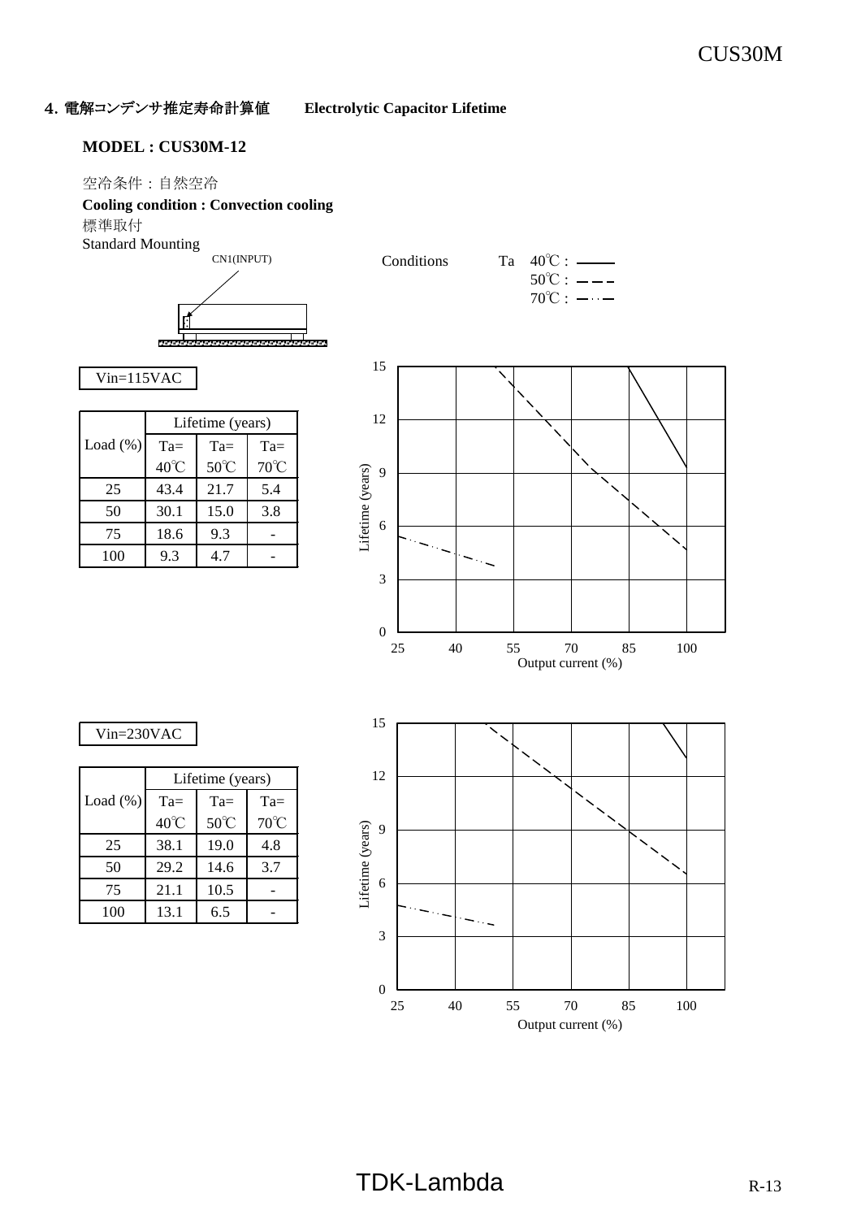## 4. 電解コンデンサ推定寿命計算値　Electrolytic Capacitor Lifetime

**MODEL : CUS30M-12**

空冷条件：自然空冷

**Cooling condition : Convection cooling**

標準取付

Standard Mounting

CN1(INPUT)

Conditions　Ta　40℃ : ———　50℃ : — — —　70℃ : —··—

Vin=115VAC

| Load (%) | Lifetime (years) | | |
|---|---|---|---|
| | Ta= 40℃ | Ta= 50℃ | Ta= 70℃ |
| 25 | 43.4 | 21.7 | 5.4 |
| 50 | 30.1 | 15.0 | 3.8 |
| 75 | 18.6 | 9.3 | - |
| 100 | 9.3 | 4.7 | - |

Lifetime (years) / Output current (%)

Vin=230VAC

| Load (%) | Lifetime (years) | | |
|---|---|---|---|
| | Ta= 40℃ | Ta= 50℃ | Ta= 70℃ |
| 25 | 38.1 | 19.0 | 4.8 |
| 50 | 29.2 | 14.6 | 3.7 |
| 75 | 21.1 | 10.5 | - |
| 100 | 13.1 | 6.5 | - |

Lifetime (years) / Output current (%)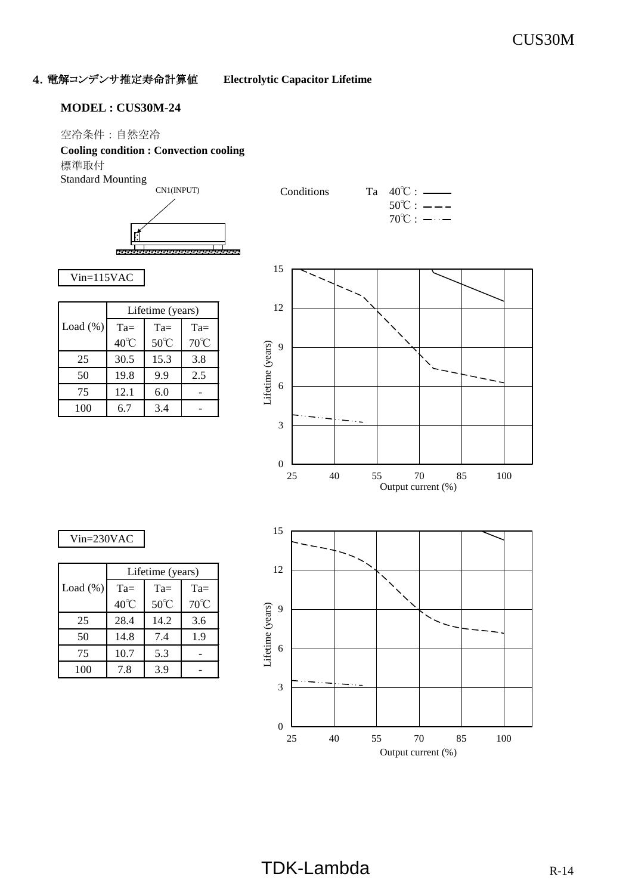## 4. 電解コンデンサ推定寿命計算値　Electrolytic Capacitor Lifetime

**MODEL : CUS30M-24**

空冷条件：自然空冷
**Cooling condition : Convection cooling**
標準取付
Standard Mounting

CN1(INPUT)

Conditions　Ta　40℃ : ——　50℃ : – – –　70℃ : –··–

Vin=115VAC

| Load (%) | Lifetime (years) | | |
|---|---|---|---|
| | Ta= 40℃ | Ta= 50℃ | Ta= 70℃ |
| 25 | 30.5 | 15.3 | 3.8 |
| 50 | 19.8 | 9.9 | 2.5 |
| 75 | 12.1 | 6.0 | - |
| 100 | 6.7 | 3.4 | - |

Lifetime (years) / Output current (%)

Vin=230VAC

| Load (%) | Lifetime (years) | | |
|---|---|---|---|
| | Ta= 40℃ | Ta= 50℃ | Ta= 70℃ |
| 25 | 28.4 | 14.2 | 3.6 |
| 50 | 14.8 | 7.4 | 1.9 |
| 75 | 10.7 | 5.3 | - |
| 100 | 7.8 | 3.9 | - |

Lifetime (years) / Output current (%)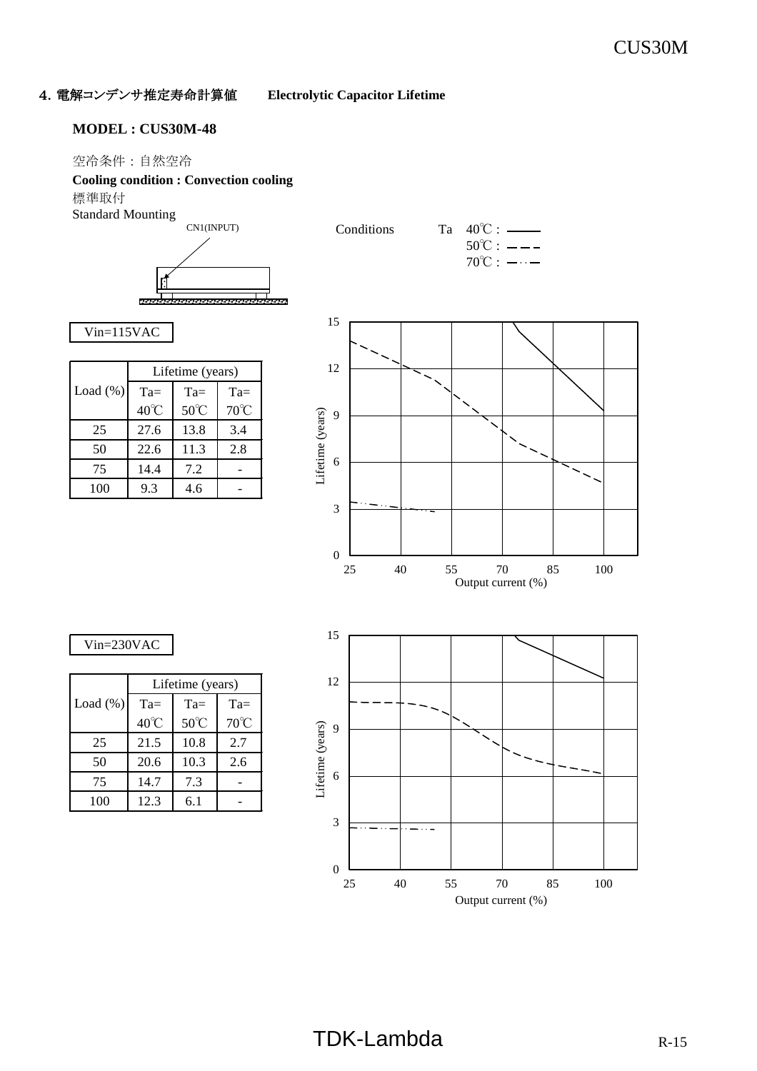## 4. 電解コンデンサ推定寿命計算値　　Electrolytic Capacitor Lifetime

**MODEL : CUS30M-48**

空冷条件：自然空冷

**Cooling condition : Convection cooling**

標準取付

Standard Mounting

CN1(INPUT)

Conditions　　Ta　40℃ : ———
50℃ : – – –
70℃ : –··–

Vin=115VAC

| Load (%) | Lifetime (years) | | |
|---|---|---|---|
| | Ta= 40℃ | Ta= 50℃ | Ta= 70℃ |
| 25 | 27.6 | 13.8 | 3.4 |
| 50 | 22.6 | 11.3 | 2.8 |
| 75 | 14.4 | 7.2 | - |
| 100 | 9.3 | 4.6 | - |

Lifetime (years)

Output current (%)

Vin=230VAC

| Load (%) | Lifetime (years) | | |
|---|---|---|---|
| | Ta= 40℃ | Ta= 50℃ | Ta= 70℃ |
| 25 | 21.5 | 10.8 | 2.7 |
| 50 | 20.6 | 10.3 | 2.6 |
| 75 | 14.7 | 7.3 | - |
| 100 | 12.3 | 6.1 | - |

Lifetime (years)

Output current (%)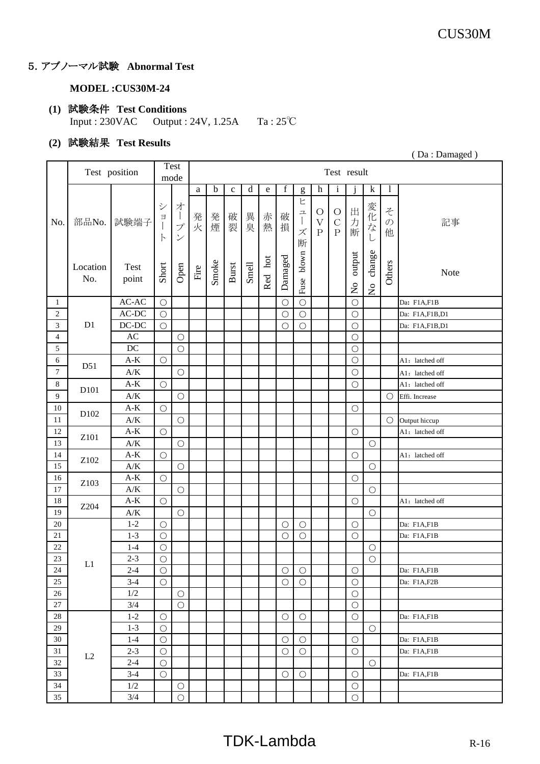## 5. アブノーマル試験 Abnormal Test

**MODEL :CUS30M-24**

**(1) 試験条件 Test Conditions**

Input : 230VAC　　Output : 24V, 1.25A　　Ta : 25℃

**(2) 試験結果 Test Results**

( Da : Damaged )

| No. | Test position | | Test mode | | Test result | | | | | | | | | | | | |
|---|---|---|---|---|---|---|---|---|---|---|---|---|---|---|---|---|---|
| | | | | | a | b | c | d | e | f | g | h | i | j | k | l | |
| | 部品No. Location No. | 試験端子 Test point | ショート Short | オープン Open | 発火 Fire | 発煙 Smoke | 破裂 Burst | 異臭 Smell | 赤熱 Red hot | 破損 Damaged | ヒューズ断 Fuse blown | OVP | OCP | 出力断 No output | 変化なし No change | その他 Others | 記事 Note |
| 1 | D1 | AC-AC | ○ | | | | | | | ○ | ○ | | | ○ | | | Da: F1A,F1B |
| 2 | | AC-DC | ○ | | | | | | | ○ | ○ | | | ○ | | | Da: F1A,F1B,D1 |
| 3 | | DC-DC | ○ | | | | | | | ○ | ○ | | | ○ | | | Da: F1A,F1B,D1 |
| 4 | | AC | | ○ | | | | | | | | | | ○ | | | |
| 5 | | DC | | ○ | | | | | | | | | | ○ | | | |
| 6 | D51 | A-K | ○ | | | | | | | | | | | ○ | | | A1：latched off |
| 7 | | A/K | | ○ | | | | | | | | | | ○ | | | A1：latched off |
| 8 | D101 | A-K | ○ | | | | | | | | | | | ○ | | | A1：latched off |
| 9 | | A/K | | ○ | | | | | | | | | | | | ○ | Effi. Increase |
| 10 | D102 | A-K | ○ | | | | | | | | | | | ○ | | | |
| 11 | | A/K | | ○ | | | | | | | | | | | | ○ | Output hiccup |
| 12 | Z101 | A-K | ○ | | | | | | | | | | | ○ | | | A1：latched off |
| 13 | | A/K | | ○ | | | | | | | | | | | ○ | | |
| 14 | Z102 | A-K | ○ | | | | | | | | | | | ○ | | | A1：latched off |
| 15 | | A/K | | ○ | | | | | | | | | | | ○ | | |
| 16 | Z103 | A-K | ○ | | | | | | | | | | | ○ | | | |
| 17 | | A/K | | ○ | | | | | | | | | | | ○ | | |
| 18 | Z204 | A-K | ○ | | | | | | | | | | | ○ | | | A1：latched off |
| 19 | | A/K | | ○ | | | | | | | | | | | ○ | | |
| 20 | L1 | 1-2 | ○ | | | | | | | ○ | ○ | | | ○ | | | Da: F1A,F1B |
| 21 | | 1-3 | ○ | | | | | | | ○ | ○ | | | ○ | | | Da: F1A,F1B |
| 22 | | 1-4 | ○ | | | | | | | | | | | | ○ | | |
| 23 | | 2-3 | ○ | | | | | | | | | | | | ○ | | |
| 24 | | 2-4 | ○ | | | | | | | ○ | ○ | | | ○ | | | Da: F1A,F1B |
| 25 | | 3-4 | ○ | | | | | | | ○ | ○ | | | ○ | | | Da: F1A,F2B |
| 26 | | 1/2 | | ○ | | | | | | | | | | ○ | | | |
| 27 | | 3/4 | | ○ | | | | | | | | | | ○ | | | |
| 28 | L2 | 1-2 | ○ | | | | | | | ○ | ○ | | | ○ | | | Da: F1A,F1B |
| 29 | | 1-3 | ○ | | | | | | | | | | | | ○ | | |
| 30 | | 1-4 | ○ | | | | | | | ○ | ○ | | | ○ | | | Da: F1A,F1B |
| 31 | | 2-3 | ○ | | | | | | | ○ | ○ | | | ○ | | | Da: F1A,F1B |
| 32 | | 2-4 | ○ | | | | | | | | | | | | ○ | | |
| 33 | | 3-4 | ○ | | | | | | | ○ | ○ | | | ○ | | | Da: F1A,F1B |
| 34 | | 1/2 | | ○ | | | | | | | | | | ○ | | | |
| 35 | | 3/4 | | ○ | | | | | | | | | | ○ | | | |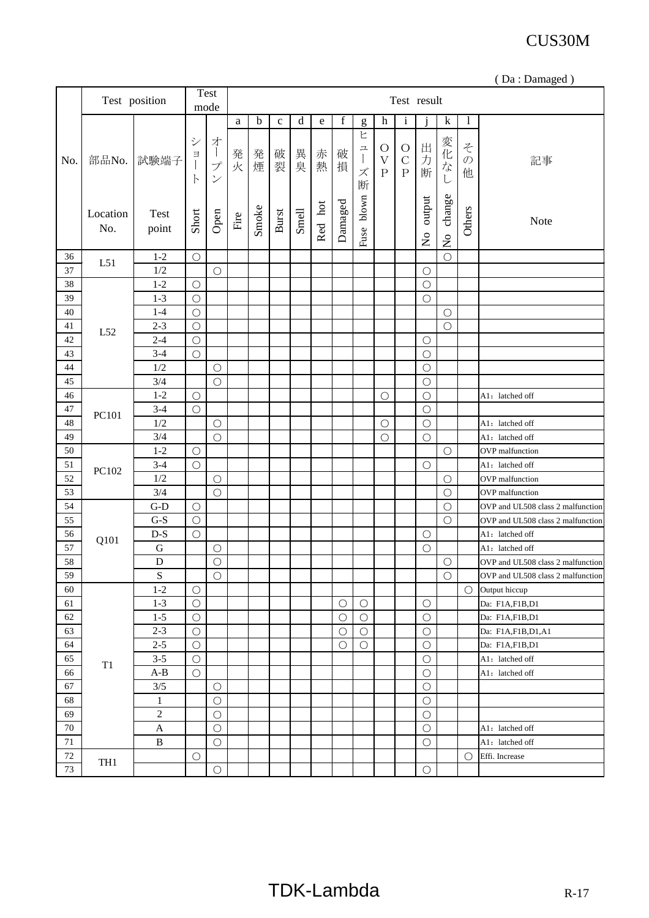CUS30M

( Da : Damaged )

| No. | Test position | | Test mode | | Test result | | | | | | | | | | | | |
|---|---|---|---|---|---|---|---|---|---|---|---|---|---|---|---|---|---|
| | | | | | a | b | c | d | e | f | g | h | i | j | k | l | |
| | 部品No. | 試験端子 | ショート | オープン | 発火 | 発煙 | 破裂 | 異臭 | 赤熱 | 破損 | ヒューズ断 | OVP | OCP | 出力断 | 変化なし | その他 | 記事 |
| | Location No. | Test point | Short | Open | Fire | Smoke | Burst | Smell | Red hot | Damaged | Fuse blown | | | No output | No change | Others | Note |
| 36 | L51 | 1-2 | ○ | | | | | | | | | | | | ○ | | |
| 37 | | 1/2 | | ○ | | | | | | | | | | ○ | | | |
| 38 | L52 | 1-2 | ○ | | | | | | | | | | | ○ | | | |
| 39 | | 1-3 | ○ | | | | | | | | | | | ○ | | | |
| 40 | | 1-4 | ○ | | | | | | | | | | | | ○ | | |
| 41 | | 2-3 | ○ | | | | | | | | | | | | ○ | | |
| 42 | | 2-4 | ○ | | | | | | | | | | | ○ | | | |
| 43 | | 3-4 | ○ | | | | | | | | | | | ○ | | | |
| 44 | | 1/2 | | ○ | | | | | | | | | | ○ | | | |
| 45 | | 3/4 | | ○ | | | | | | | | | | ○ | | | |
| 46 | PC101 | 1-2 | ○ | | | | | | | | | ○ | | ○ | | | A1：latched off |
| 47 | | 3-4 | ○ | | | | | | | | | | | ○ | | | |
| 48 | | 1/2 | | ○ | | | | | | | | ○ | | ○ | | | A1：latched off |
| 49 | | 3/4 | | ○ | | | | | | | | ○ | | ○ | | | A1：latched off |
| 50 | PC102 | 1-2 | ○ | | | | | | | | | | | | ○ | | OVP malfunction |
| 51 | | 3-4 | ○ | | | | | | | | | | | ○ | | | A1：latched off |
| 52 | | 1/2 | | ○ | | | | | | | | | | | ○ | | OVP malfunction |
| 53 | | 3/4 | | ○ | | | | | | | | | | | ○ | | OVP malfunction |
| 54 | Q101 | G-D | ○ | | | | | | | | | | | | ○ | | OVP and UL508 class 2 malfunction |
| 55 | | G-S | ○ | | | | | | | | | | | | ○ | | OVP and UL508 class 2 malfunction |
| 56 | | D-S | ○ | | | | | | | | | | | ○ | | | A1：latched off |
| 57 | | G | | ○ | | | | | | | | | | ○ | | | A1：latched off |
| 58 | | D | | ○ | | | | | | | | | | | ○ | | OVP and UL508 class 2 malfunction |
| 59 | | S | | ○ | | | | | | | | | | | ○ | | OVP and UL508 class 2 malfunction |
| 60 | T1 | 1-2 | ○ | | | | | | | | | | | | | ○ | Output hiccup |
| 61 | | 1-3 | ○ | | | | | | | ○ | ○ | | | ○ | | | Da: F1A,F1B,D1 |
| 62 | | 1-5 | ○ | | | | | | | ○ | ○ | | | ○ | | | Da: F1A,F1B,D1 |
| 63 | | 2-3 | ○ | | | | | | | ○ | ○ | | | ○ | | | Da: F1A,F1B,D1,A1 |
| 64 | | 2-5 | ○ | | | | | | | ○ | ○ | | | ○ | | | Da: F1A,F1B,D1 |
| 65 | | 3-5 | ○ | | | | | | | | | | | ○ | | | A1：latched off |
| 66 | | A-B | ○ | | | | | | | | | | | ○ | | | A1：latched off |
| 67 | | 3/5 | | ○ | | | | | | | | | | ○ | | | |
| 68 | | 1 | | ○ | | | | | | | | | | ○ | | | |
| 69 | | 2 | | ○ | | | | | | | | | | ○ | | | |
| 70 | | A | | ○ | | | | | | | | | | ○ | | | A1：latched off |
| 71 | | B | | ○ | | | | | | | | | | ○ | | | A1：latched off |
| 72 | TH1 | | ○ | | | | | | | | | | | | | ○ | Effi. Increase |
| 73 | | | | ○ | | | | | | | | | | ○ | | | |

TDK-Lambda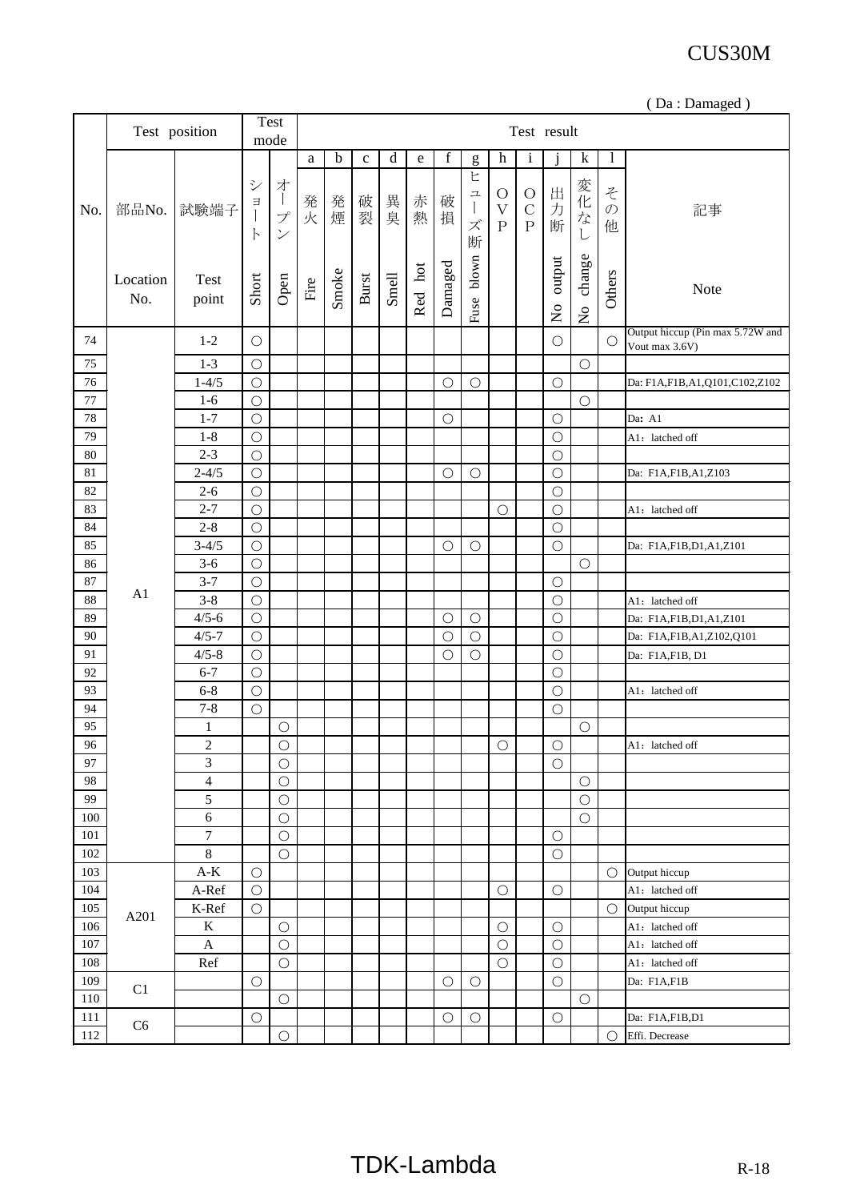# CUS30M

( Da : Damaged )

| No. | Test position | | Test mode | | Test result | | | | | | | | | | | | |
|---|---|---|---|---|---|---|---|---|---|---|---|---|---|---|---|---|---|
| | | | | | a | b | c | d | e | f | g | h | i | j | k | l | |
| | 部品No. Location No. | 試験端子 Test point | ショート Short | オープン Open | 発火 Fire | 発煙 Smoke | 破裂 Burst | 異臭 Smell | 赤熱 Red hot | 破損 Damaged | ヒューズ断 Fuse blown | OVP | OCP | 出力断 No output | 変化なし No change | その他 Others | 記事 Note |
| 74 | A1 | 1-2 | ○ | | | | | | | | | | | ○ | | ○ | Output hiccup (Pin max 5.72W and Vout max 3.6V) |
| 75 | | 1-3 | ○ | | | | | | | | | | | | ○ | | |
| 76 | | 1-4/5 | ○ | | | | | | | ○ | ○ | | | ○ | | | Da: F1A,F1B,A1,Q101,C102,Z102 |
| 77 | | 1-6 | ○ | | | | | | | | | | | | ○ | | |
| 78 | | 1-7 | ○ | | | | | | | ○ | | | | ○ | | | Da: A1 |
| 79 | | 1-8 | ○ | | | | | | | | | | | ○ | | | A1：latched off |
| 80 | | 2-3 | ○ | | | | | | | | | | | ○ | | | |
| 81 | | 2-4/5 | ○ | | | | | | | ○ | ○ | | | ○ | | | Da: F1A,F1B,A1,Z103 |
| 82 | | 2-6 | ○ | | | | | | | | | | | ○ | | | |
| 83 | | 2-7 | ○ | | | | | | | | | ○ | | ○ | | | A1：latched off |
| 84 | | 2-8 | ○ | | | | | | | | | | | ○ | | | |
| 85 | | 3-4/5 | ○ | | | | | | | ○ | ○ | | | ○ | | | Da: F1A,F1B,D1,A1,Z101 |
| 86 | | 3-6 | ○ | | | | | | | | | | | | ○ | | |
| 87 | | 3-7 | ○ | | | | | | | | | | | ○ | | | |
| 88 | | 3-8 | ○ | | | | | | | | | | | ○ | | | A1：latched off |
| 89 | | 4/5-6 | ○ | | | | | | | ○ | ○ | | | ○ | | | Da: F1A,F1B,D1,A1,Z101 |
| 90 | | 4/5-7 | ○ | | | | | | | ○ | ○ | | | ○ | | | Da: F1A,F1B,A1,Z102,Q101 |
| 91 | | 4/5-8 | ○ | | | | | | | ○ | ○ | | | ○ | | | Da: F1A,F1B, D1 |
| 92 | | 6-7 | ○ | | | | | | | | | | | ○ | | | |
| 93 | | 6-8 | ○ | | | | | | | | | | | ○ | | | A1：latched off |
| 94 | | 7-8 | ○ | | | | | | | | | | | ○ | | | |
| 95 | | 1 | | ○ | | | | | | | | | | | ○ | | |
| 96 | | 2 | | ○ | | | | | | | | ○ | | ○ | | | A1：latched off |
| 97 | | 3 | | ○ | | | | | | | | | | ○ | | | |
| 98 | | 4 | | ○ | | | | | | | | | | | ○ | | |
| 99 | | 5 | | ○ | | | | | | | | | | | ○ | | |
| 100 | | 6 | | ○ | | | | | | | | | | | ○ | | |
| 101 | | 7 | | ○ | | | | | | | | | | ○ | | | |
| 102 | | 8 | | ○ | | | | | | | | | | ○ | | | |
| 103 | A201 | A-K | ○ | | | | | | | | | | | | | ○ | Output hiccup |
| 104 | | A-Ref | ○ | | | | | | | | | ○ | | ○ | | | A1：latched off |
| 105 | | K-Ref | ○ | | | | | | | | | | | | | ○ | Output hiccup |
| 106 | | K | | ○ | | | | | | | | ○ | | ○ | | | A1：latched off |
| 107 | | A | | ○ | | | | | | | | ○ | | ○ | | | A1：latched off |
| 108 | | Ref | | ○ | | | | | | | | ○ | | ○ | | | A1：latched off |
| 109 | C1 | | ○ | | | | | | | ○ | ○ | | | ○ | | | Da: F1A,F1B |
| 110 | | | | ○ | | | | | | | | | | | ○ | | |
| 111 | C6 | | ○ | | | | | | | ○ | ○ | | | ○ | | | Da: F1A,F1B,D1 |
| 112 | | | | ○ | | | | | | | | | | | | ○ | Effi. Decrease |

TDK-Lambda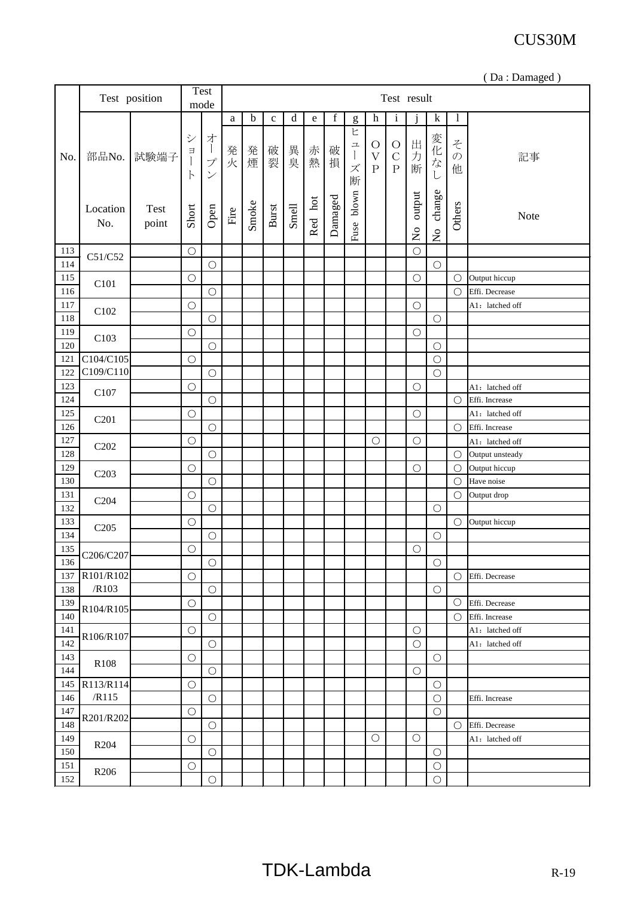( Da : Damaged )

| No. | 部品No. Location No. | 試験端子 Test point | ショート Short | オープン Open | a 発火 Fire | b 発煙 Smoke | c 破裂 Burst | d 異臭 Smell | e 赤熱 Red hot | f 破損 Damaged | g ヒューズ断 Fuse blown | h OVP | i OCP | j 出力断 No output | k 変化なし No change | l その他 Others | 記事 Note |
|---|---|---|---|---|---|---|---|---|---|---|---|---|---|---|---|---|---|
| 113 | C51/C52 | | ○ | | | | | | | | | | | ○ | | | |
| 114 | | | | ○ | | | | | | | | | | | ○ | | |
| 115 | C101 | | ○ | | | | | | | | | | | ○ | | ○ | Output hiccup |
| 116 | | | | ○ | | | | | | | | | | | | ○ | Effi. Decrease |
| 117 | C102 | | ○ | | | | | | | | | | | ○ | | | A1：latched off |
| 118 | | | | ○ | | | | | | | | | | | ○ | | |
| 119 | C103 | | ○ | | | | | | | | | | | ○ | | | |
| 120 | | | | ○ | | | | | | | | | | | ○ | | |
| 121 | C104/C105 | | ○ | | | | | | | | | | | | ○ | | |
| 122 | C109/C110 | | | ○ | | | | | | | | | | | ○ | | |
| 123 | C107 | | ○ | | | | | | | | | | | ○ | | | A1：latched off |
| 124 | | | | ○ | | | | | | | | | | | | ○ | Effi. Increase |
| 125 | C201 | | ○ | | | | | | | | | | | ○ | | | A1：latched off |
| 126 | | | | ○ | | | | | | | | | | | | ○ | Effi. Increase |
| 127 | C202 | | ○ | | | | | | | | | ○ | | ○ | | | A1：latched off |
| 128 | | | | ○ | | | | | | | | | | | | ○ | Output unsteady |
| 129 | C203 | | ○ | | | | | | | | | | | ○ | | ○ | Output hiccup |
| 130 | | | | ○ | | | | | | | | | | | | ○ | Have noise |
| 131 | C204 | | ○ | | | | | | | | | | | | | ○ | Output drop |
| 132 | | | | ○ | | | | | | | | | | | ○ | | |
| 133 | C205 | | ○ | | | | | | | | | | | | | ○ | Output hiccup |
| 134 | | | | ○ | | | | | | | | | | | ○ | | |
| 135 | C206/C207 | | ○ | | | | | | | | | | | ○ | | | |
| 136 | | | | ○ | | | | | | | | | | | ○ | | |
| 137 | R101/R102 | | ○ | | | | | | | | | | | | | ○ | Effi. Decrease |
| 138 | /R103 | | | ○ | | | | | | | | | | | ○ | | |
| 139 | R104/R105 | | ○ | | | | | | | | | | | | | ○ | Effi. Decrease |
| 140 | | | | ○ | | | | | | | | | | | | ○ | Effi. Increase |
| 141 | R106/R107 | | ○ | | | | | | | | | | | ○ | | | A1：latched off |
| 142 | | | | ○ | | | | | | | | | | ○ | | | A1：latched off |
| 143 | R108 | | ○ | | | | | | | | | | | | ○ | | |
| 144 | | | | ○ | | | | | | | | | | ○ | | | |
| 145 | R113/R114 | | ○ | | | | | | | | | | | | ○ | | |
| 146 | /R115 | | | ○ | | | | | | | | | | | ○ | | Effi. Increase |
| 147 | R201/R202 | | ○ | | | | | | | | | | | | ○ | | |
| 148 | | | | ○ | | | | | | | | | | | | ○ | Effi. Decrease |
| 149 | R204 | | ○ | | | | | | | | | ○ | | ○ | | | A1：latched off |
| 150 | | | | ○ | | | | | | | | | | | ○ | | |
| 151 | R206 | | ○ | | | | | | | | | | | | ○ | | |
| 152 | | | | ○ | | | | | | | | | | | ○ | | |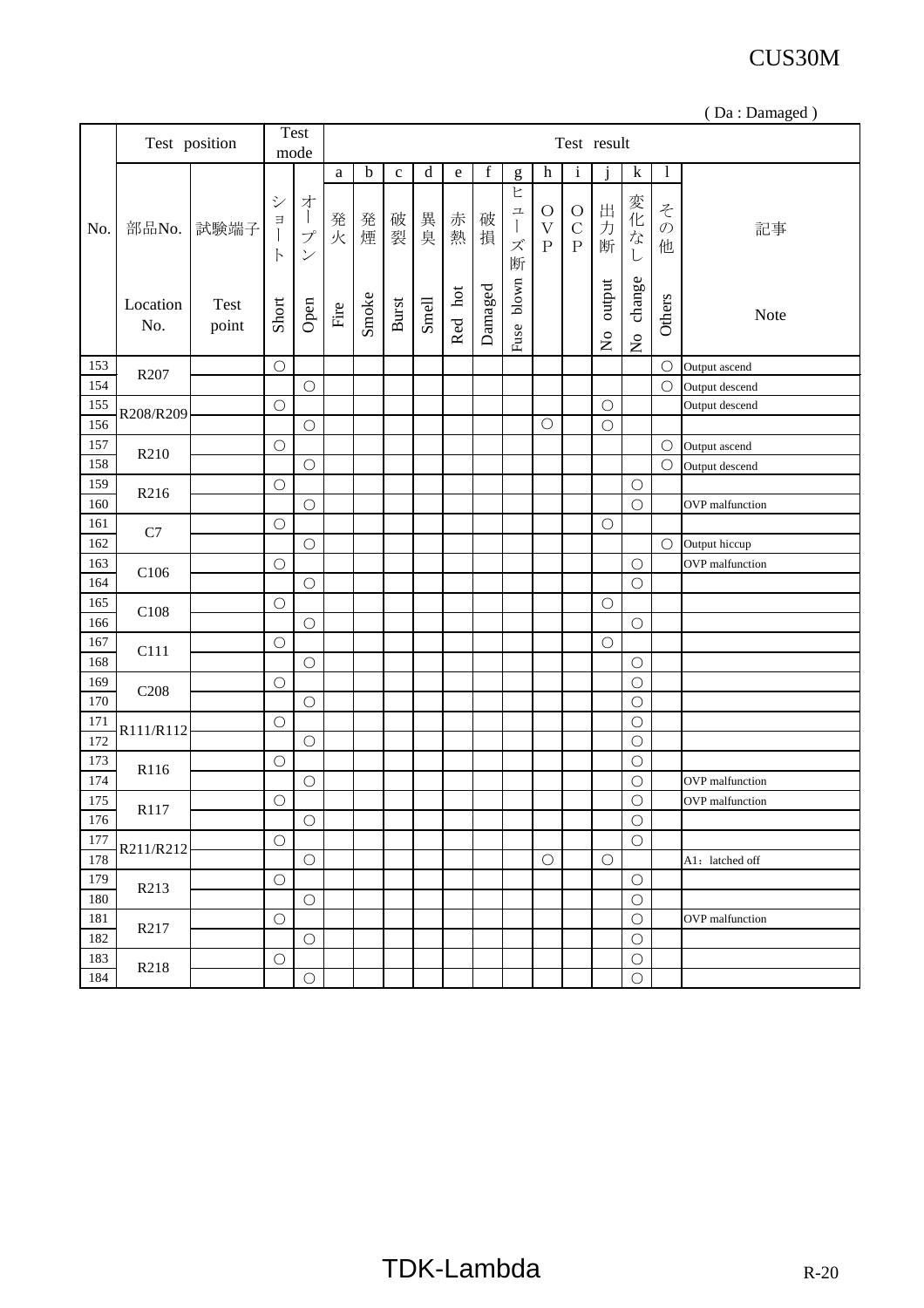( Da : Damaged )

| No. | 部品No. Location No. | 試験端子 Test point | ショート Short | オープン Open | a 発火 Fire | b 発煙 Smoke | c 破裂 Burst | d 異臭 Smell | e 赤熱 Red hot | f 破損 Damaged | g ヒューズ断 Fuse blown | h OVP | i OCP | j 出力断 No output | k 変化なし No change | l その他 Others | 記事 Note |
|---|---|---|---|---|---|---|---|---|---|---|---|---|---|---|---|---|---|
| 153 | R207 | | ○ | | | | | | | | | | | | | ○ | Output ascend |
| 154 | | | | ○ | | | | | | | | | | | | ○ | Output descend |
| 155 | R208/R209 | | ○ | | | | | | | | | | | ○ | | | Output descend |
| 156 | | | | ○ | | | | | | | | ○ | | ○ | | | |
| 157 | R210 | | ○ | | | | | | | | | | | | | ○ | Output ascend |
| 158 | | | | ○ | | | | | | | | | | | | ○ | Output descend |
| 159 | R216 | | ○ | | | | | | | | | | | | ○ | | |
| 160 | | | | ○ | | | | | | | | | | | ○ | | OVP malfunction |
| 161 | C7 | | ○ | | | | | | | | | | | ○ | | | |
| 162 | | | | ○ | | | | | | | | | | | | ○ | Output hiccup |
| 163 | C106 | | ○ | | | | | | | | | | | | ○ | | OVP malfunction |
| 164 | | | | ○ | | | | | | | | | | | ○ | | |
| 165 | C108 | | ○ | | | | | | | | | | | ○ | | | |
| 166 | | | | ○ | | | | | | | | | | | ○ | | |
| 167 | C111 | | ○ | | | | | | | | | | | ○ | | | |
| 168 | | | | ○ | | | | | | | | | | | ○ | | |
| 169 | C208 | | ○ | | | | | | | | | | | | ○ | | |
| 170 | | | | ○ | | | | | | | | | | | ○ | | |
| 171 | R111/R112 | | ○ | | | | | | | | | | | | ○ | | |
| 172 | | | | ○ | | | | | | | | | | | ○ | | |
| 173 | R116 | | ○ | | | | | | | | | | | | ○ | | |
| 174 | | | | ○ | | | | | | | | | | | ○ | | OVP malfunction |
| 175 | R117 | | ○ | | | | | | | | | | | | ○ | | OVP malfunction |
| 176 | | | | ○ | | | | | | | | | | | ○ | | |
| 177 | R211/R212 | | ○ | | | | | | | | | | | | ○ | | |
| 178 | | | | ○ | | | | | | | | ○ | | ○ | | | A1：latched off |
| 179 | R213 | | ○ | | | | | | | | | | | | ○ | | |
| 180 | | | | ○ | | | | | | | | | | | ○ | | |
| 181 | R217 | | ○ | | | | | | | | | | | | ○ | | OVP malfunction |
| 182 | | | | ○ | | | | | | | | | | | ○ | | |
| 183 | R218 | | ○ | | | | | | | | | | | | ○ | | |
| 184 | | | | ○ | | | | | | | | | | | ○ | | |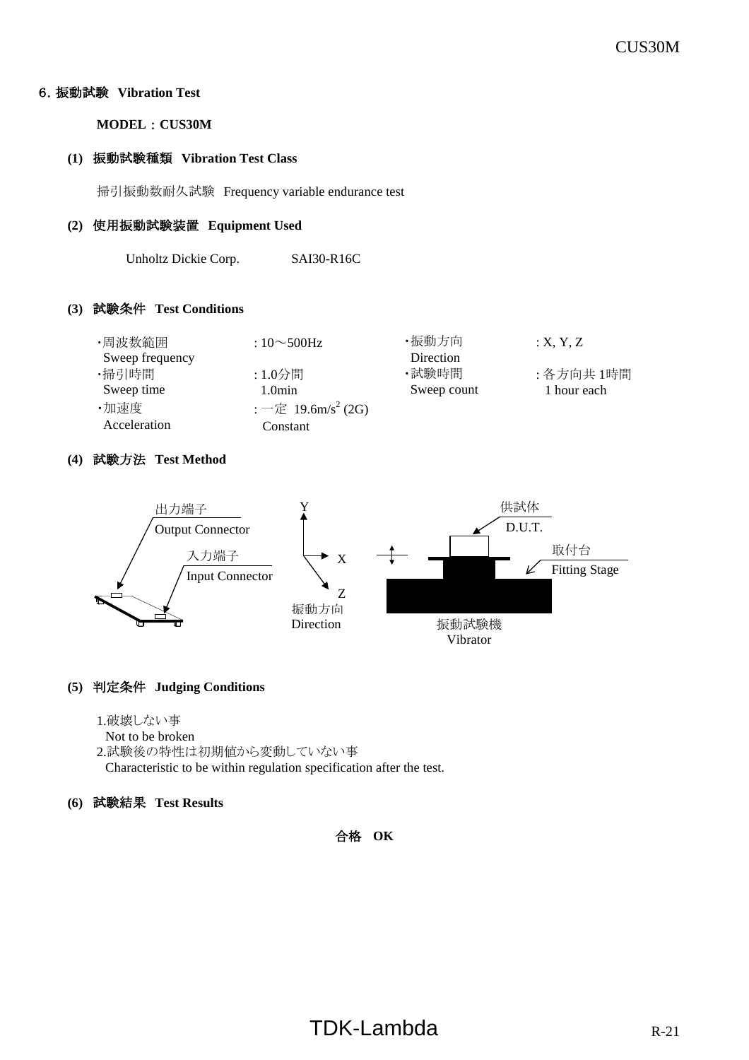## 6. 振動試験 Vibration Test

**MODEL：CUS30M**

**(1) 振動試験種類 Vibration Test Class**

掃引振動数耐久試験 Frequency variable endurance test

**(2) 使用振動試験装置 Equipment Used**

Unholtz Dickie Corp. SAI30-R16C

**(3) 試験条件 Test Conditions**

| | | | |
|---|---|---|---|
| ・周波数範囲 Sweep frequency | : 10～500Hz | ・振動方向 Direction | : X, Y, Z |
| ・掃引時間 Sweep time | : 1.0分間 1.0min | ・試験時間 Sweep count | : 各方向共 1時間 1 hour each |
| ・加速度 Acceleration | : 一定 19.6m/s$^2$ (2G) Constant | | |

**(4) 試験方法 Test Method**

出力端子 Output Connector
入力端子 Input Connector
振動方向 Direction (X, Y, Z)
供試体 D.U.T.
取付台 Fitting Stage
振動試験機 Vibrator

**(5) 判定条件 Judging Conditions**

1.破壊しない事
Not to be broken
2.試験後の特性は初期値から変動していない事
Characteristic to be within regulation specification after the test.

**(6) 試験結果 Test Results**

合格 **OK**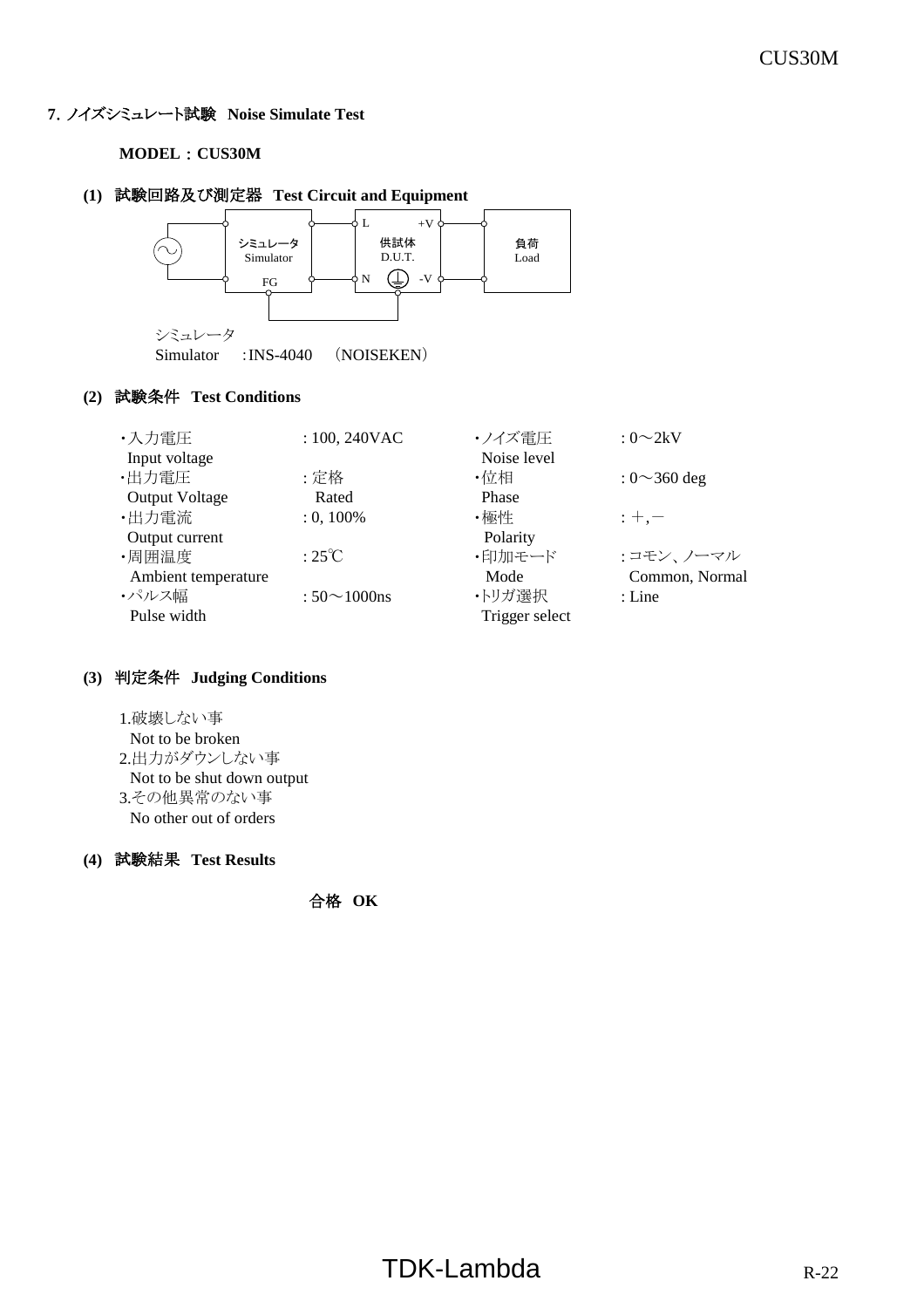## 7. ノイズシミュレート試験 Noise Simulate Test

**MODEL：CUS30M**

**(1) 試験回路及び測定器 Test Circuit and Equipment**

シミュレータ
Simulator　:INS-4040　(NOISEKEN)

**(2) 試験条件 Test Conditions**

| | | | |
|---|---|---|---|
| ・入力電圧 Input voltage | : 100, 240VAC | ・ノイズ電圧 Noise level | : 0～2kV |
| ・出力電圧 Output Voltage | : 定格 Rated | ・位相 Phase | : 0～360 deg |
| ・出力電流 Output current | : 0, 100% | ・極性 Polarity | : ＋,－ |
| ・周囲温度 Ambient temperature | : 25℃ | ・印加モード Mode | : コモン、ノーマル Common, Normal |
| ・パルス幅 Pulse width | : 50～1000ns | ・トリガ選択 Trigger select | : Line |

**(3) 判定条件 Judging Conditions**

1.破壊しない事
Not to be broken
2.出力がダウンしない事
Not to be shut down output
3.その他異常のない事
No other out of orders

**(4) 試験結果 Test Results**

**合格 OK**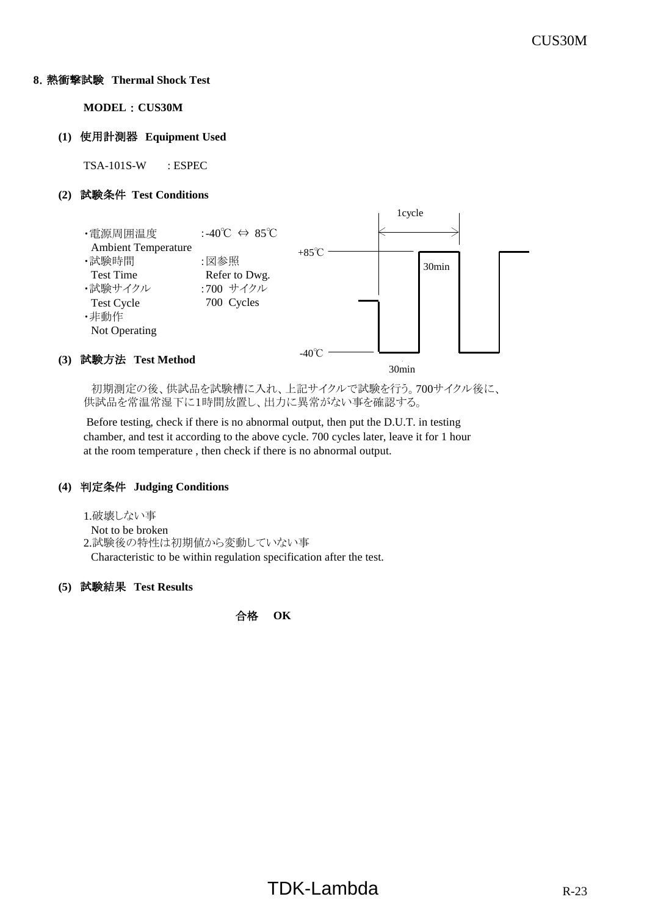## 8. 熱衝撃試験　Thermal Shock Test

**MODEL：CUS30M**

**(1)** 使用計測器　**Equipment Used**

TSA-101S-W　　: ESPEC

**(2)** 試験条件　**Test Conditions**

・電源周囲温度　　　: -40℃ ⇔ 85℃
　Ambient Temperature
・試験時間　　　　　: 図参照
　Test Time　　　　　Refer to Dwg.
・試験サイクル　　　: 700 サイクル
　Test Cycle　　　　　700 Cycles
・非動作
　Not Operating

1cycle
+85℃　30min
-40℃　30min

**(3)** 試験方法　**Test Method**

初期測定の後、供試品を試験槽に入れ、上記サイクルで試験を行う。700サイクル後に、供試品を常温常湿下に1時間放置し、出力に異常がない事を確認する。

Before testing, check if there is no abnormal output, then put the D.U.T. in testing chamber, and test it according to the above cycle. 700 cycles later, leave it for 1 hour at the room temperature , then check if there is no abnormal output.

**(4)** 判定条件　**Judging Conditions**

1.破壊しない事
　Not to be broken
2.試験後の特性は初期値から変動していない事
　Characteristic to be within regulation specification after the test.

**(5)** 試験結果　**Test Results**

**合格　OK**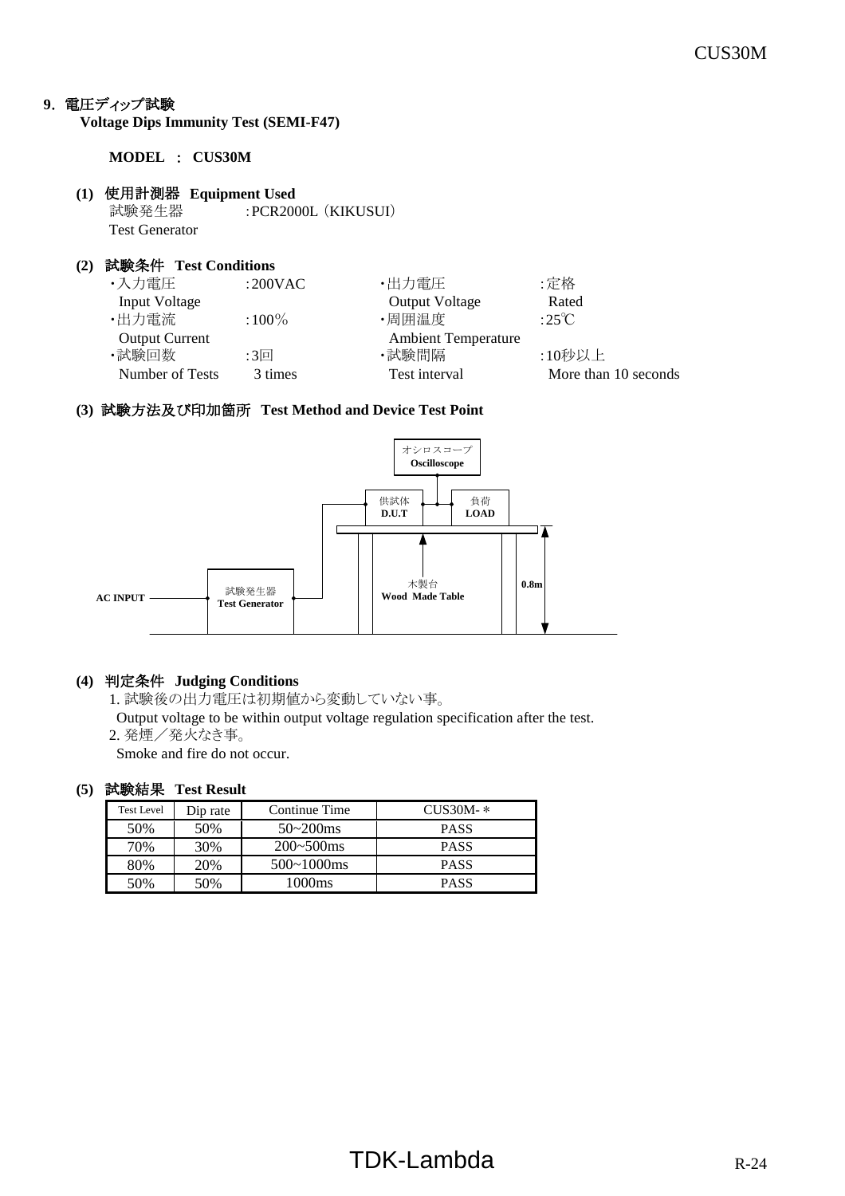## 9. 電圧ディップ試験

**Voltage Dips Immunity Test (SEMI-F47)**

**MODEL ： CUS30M**

**(1) 使用計測器 Equipment Used**

試験発生器 Test Generator ：PCR2000L（KIKUSUI）

**(2) 試験条件 Test Conditions**

| | | | |
|---|---|---|---|
| ・入力電圧 Input Voltage | ：200VAC | ・出力電圧 Output Voltage | ：定格 Rated |
| ・出力電流 Output Current | ：100％ | ・周囲温度 Ambient Temperature | ：25℃ |
| ・試験回数 Number of Tests | ：3回 3 times | ・試験間隔 Test interval | ：10秒以上 More than 10 seconds |

**(3) 試験方法及び印加箇所 Test Method and Device Test Point**

オシロスコープ **Oscilloscope**

供試体 **D.U.T**

負荷 **LOAD**

**AC INPUT**

試験発生器 **Test Generator**

木製台 **Wood Made Table**

**0.8m**

**(4) 判定条件 Judging Conditions**

1. 試験後の出力電圧は初期値から変動していない事。
   Output voltage to be within output voltage regulation specification after the test.
2. 発煙／発火なき事。
   Smoke and fire do not occur.

**(5) 試験結果 Test Result**

| Test Level | Dip rate | Continue Time | CUS30M-＊ |
|---|---|---|---|
| 50% | 50% | 50~200ms | PASS |
| 70% | 30% | 200~500ms | PASS |
| 80% | 20% | 500~1000ms | PASS |
| 50% | 50% | 1000ms | PASS |